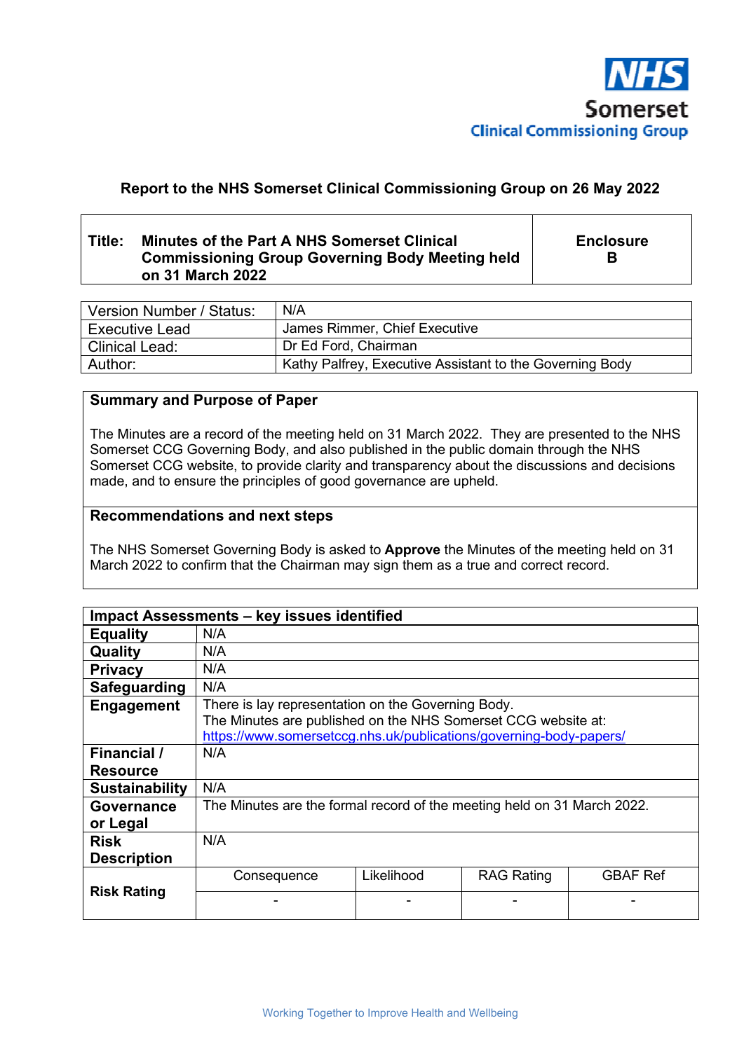NHS
Somerset
Clinical Commissioning Group

## Report to the NHS Somerset Clinical Commissioning Group on 26 May 2022

| **Title: Minutes of the Part A NHS Somerset Clinical Commissioning Group Governing Body Meeting held on 31 March 2022** | **Enclosure B** |
|---|---|

| Version Number / Status: | N/A |
|---|---|
| Executive Lead | James Rimmer, Chief Executive |
| Clinical Lead: | Dr Ed Ford, Chairman |
| Author: | Kathy Palfrey, Executive Assistant to the Governing Body |

### Summary and Purpose of Paper

The Minutes are a record of the meeting held on 31 March 2022. They are presented to the NHS Somerset CCG Governing Body, and also published in the public domain through the NHS Somerset CCG website, to provide clarity and transparency about the discussions and decisions made, and to ensure the principles of good governance are upheld.

### Recommendations and next steps

The NHS Somerset Governing Body is asked to **Approve** the Minutes of the meeting held on 31 March 2022 to confirm that the Chairman may sign them as a true and correct record.

| **Impact Assessments – key issues identified** | | | | |
|---|---|---|---|---|
| **Equality** | N/A | | | |
| **Quality** | N/A | | | |
| **Privacy** | N/A | | | |
| **Safeguarding** | N/A | | | |
| **Engagement** | There is lay representation on the Governing Body. The Minutes are published on the NHS Somerset CCG website at: https://www.somersetccg.nhs.uk/publications/governing-body-papers/ | | | |
| **Financial / Resource** | N/A | | | |
| **Sustainability** | N/A | | | |
| **Governance or Legal** | The Minutes are the formal record of the meeting held on 31 March 2022. | | | |
| **Risk Description** | N/A | | | |
| **Risk Rating** | Consequence | Likelihood | RAG Rating | GBAF Ref |
| | - | - | - | - |

Working Together to Improve Health and Wellbeing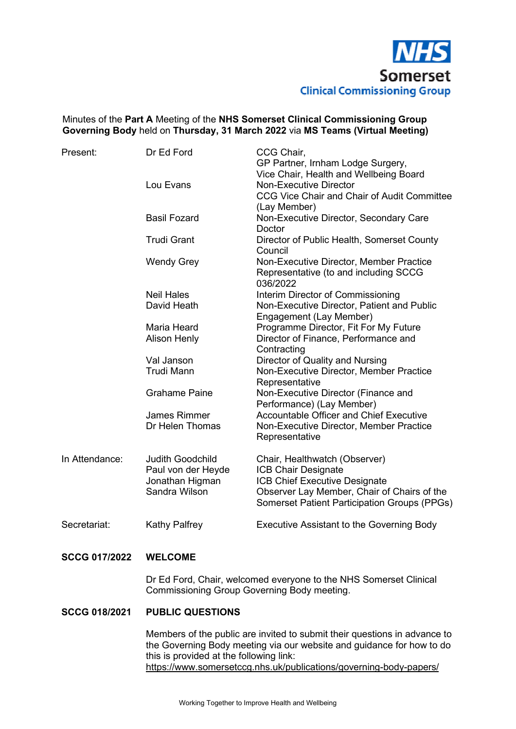NHS Somerset Clinical Commissioning Group

Minutes of the **Part A** Meeting of the **NHS Somerset Clinical Commissioning Group Governing Body** held on **Thursday, 31 March 2022** via **MS Teams (Virtual Meeting)**

| | | |
|---|---|---|
| Present: | Dr Ed Ford | CCG Chair, GP Partner, Irnham Lodge Surgery, Vice Chair, Health and Wellbeing Board |
| | Lou Evans | Non-Executive Director CCG Vice Chair and Chair of Audit Committee (Lay Member) |
| | Basil Fozard | Non-Executive Director, Secondary Care Doctor |
| | Trudi Grant | Director of Public Health, Somerset County Council |
| | Wendy Grey | Non-Executive Director, Member Practice Representative (to and including SCCG 036/2022 |
| | Neil Hales | Interim Director of Commissioning |
| | David Heath | Non-Executive Director, Patient and Public Engagement (Lay Member) |
| | Maria Heard | Programme Director, Fit For My Future |
| | Alison Henly | Director of Finance, Performance and Contracting |
| | Val Janson | Director of Quality and Nursing |
| | Trudi Mann | Non-Executive Director, Member Practice Representative |
| | Grahame Paine | Non-Executive Director (Finance and Performance) (Lay Member) |
| | James Rimmer | Accountable Officer and Chief Executive |
| | Dr Helen Thomas | Non-Executive Director, Member Practice Representative |
| In Attendance: | Judith Goodchild | Chair, Healthwatch (Observer) |
| | Paul von der Heyde | ICB Chair Designate |
| | Jonathan Higman | ICB Chief Executive Designate |
| | Sandra Wilson | Observer Lay Member, Chair of Chairs of the Somerset Patient Participation Groups (PPGs) |
| Secretariat: | Kathy Palfrey | Executive Assistant to the Governing Body |

**SCCG 017/2022 WELCOME**

Dr Ed Ford, Chair, welcomed everyone to the NHS Somerset Clinical Commissioning Group Governing Body meeting.

**SCCG 018/2021 PUBLIC QUESTIONS**

Members of the public are invited to submit their questions in advance to the Governing Body meeting via our website and guidance for how to do this is provided at the following link: https://www.somersetccg.nhs.uk/publications/governing-body-papers/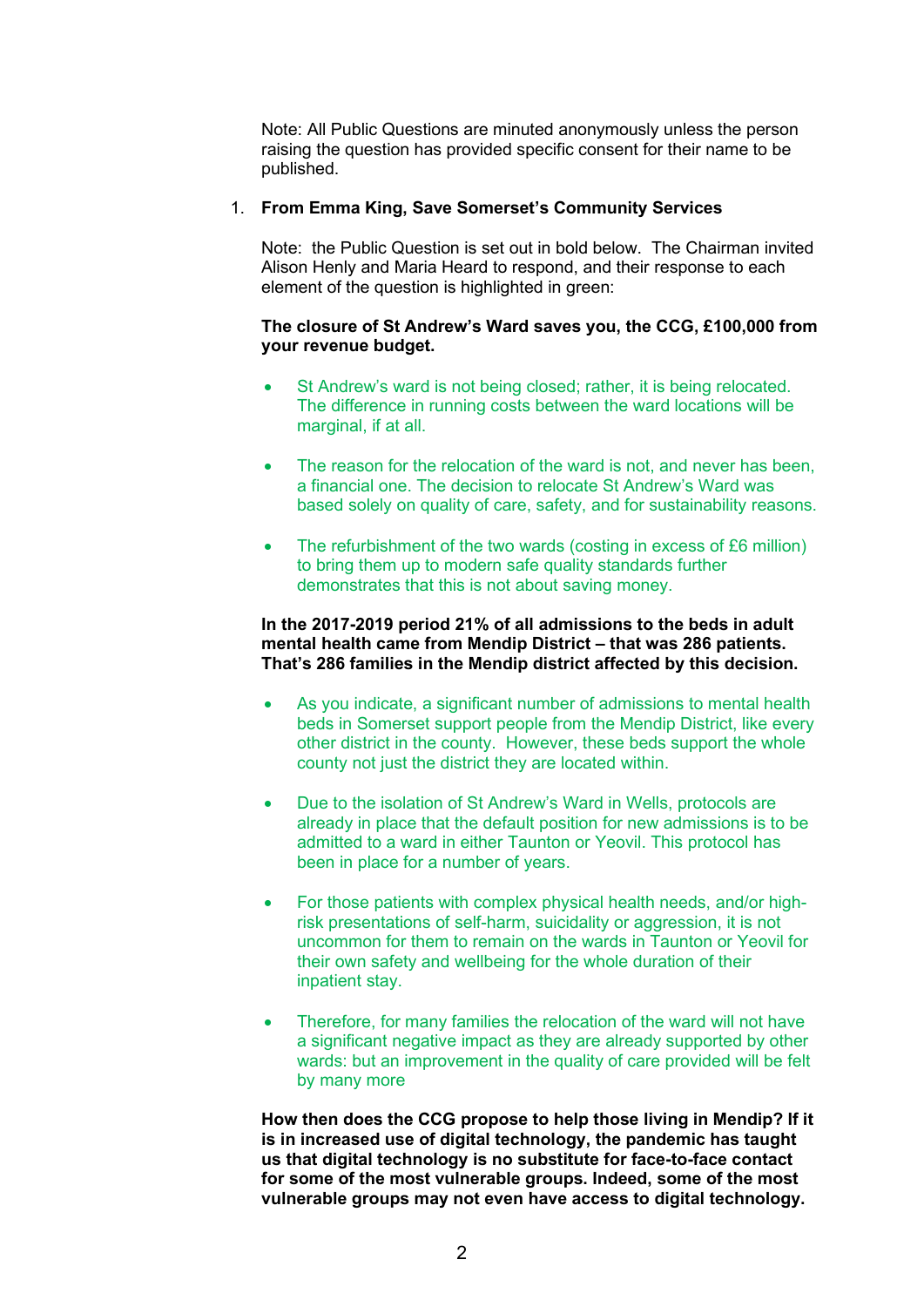Note: All Public Questions are minuted anonymously unless the person raising the question has provided specific consent for their name to be published.

1. **From Emma King, Save Somerset's Community Services**

   Note: the Public Question is set out in bold below. The Chairman invited Alison Henly and Maria Heard to respond, and their response to each element of the question is highlighted in green:

   **The closure of St Andrew's Ward saves you, the CCG, £100,000 from your revenue budget.**

   - St Andrew's ward is not being closed; rather, it is being relocated. The difference in running costs between the ward locations will be marginal, if at all.

   - The reason for the relocation of the ward is not, and never has been, a financial one. The decision to relocate St Andrew's Ward was based solely on quality of care, safety, and for sustainability reasons.

   - The refurbishment of the two wards (costing in excess of £6 million) to bring them up to modern safe quality standards further demonstrates that this is not about saving money.

   **In the 2017-2019 period 21% of all admissions to the beds in adult mental health came from Mendip District – that was 286 patients. That's 286 families in the Mendip district affected by this decision.**

   - As you indicate, a significant number of admissions to mental health beds in Somerset support people from the Mendip District, like every other district in the county. However, these beds support the whole county not just the district they are located within.

   - Due to the isolation of St Andrew's Ward in Wells, protocols are already in place that the default position for new admissions is to be admitted to a ward in either Taunton or Yeovil. This protocol has been in place for a number of years.

   - For those patients with complex physical health needs, and/or high-risk presentations of self-harm, suicidality or aggression, it is not uncommon for them to remain on the wards in Taunton or Yeovil for their own safety and wellbeing for the whole duration of their inpatient stay.

   - Therefore, for many families the relocation of the ward will not have a significant negative impact as they are already supported by other wards: but an improvement in the quality of care provided will be felt by many more

   **How then does the CCG propose to help those living in Mendip? If it is in increased use of digital technology, the pandemic has taught us that digital technology is no substitute for face-to-face contact for some of the most vulnerable groups. Indeed, some of the most vulnerable groups may not even have access to digital technology.**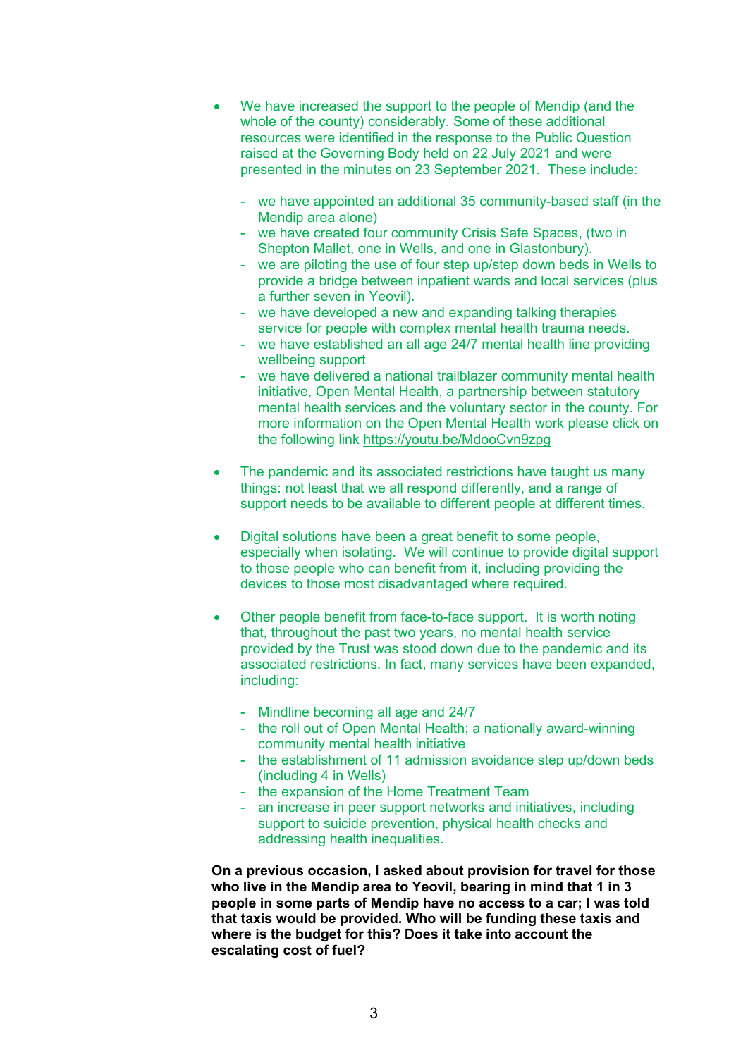- We have increased the support to the people of Mendip (and the whole of the county) considerably. Some of these additional resources were identified in the response to the Public Question raised at the Governing Body held on 22 July 2021 and were presented in the minutes on 23 September 2021. These include:

  - we have appointed an additional 35 community-based staff (in the Mendip area alone)
  - we have created four community Crisis Safe Spaces, (two in Shepton Mallet, one in Wells, and one in Glastonbury).
  - we are piloting the use of four step up/step down beds in Wells to provide a bridge between inpatient wards and local services (plus a further seven in Yeovil).
  - we have developed a new and expanding talking therapies service for people with complex mental health trauma needs.
  - we have established an all age 24/7 mental health line providing wellbeing support
  - we have delivered a national trailblazer community mental health initiative, Open Mental Health, a partnership between statutory mental health services and the voluntary sector in the county. For more information on the Open Mental Health work please click on the following link https://youtu.be/MdooCvn9zpg

- The pandemic and its associated restrictions have taught us many things: not least that we all respond differently, and a range of support needs to be available to different people at different times.

- Digital solutions have been a great benefit to some people, especially when isolating. We will continue to provide digital support to those people who can benefit from it, including providing the devices to those most disadvantaged where required.

- Other people benefit from face-to-face support. It is worth noting that, throughout the past two years, no mental health service provided by the Trust was stood down due to the pandemic and its associated restrictions. In fact, many services have been expanded, including:

  - Mindline becoming all age and 24/7
  - the roll out of Open Mental Health; a nationally award-winning community mental health initiative
  - the establishment of 11 admission avoidance step up/down beds (including 4 in Wells)
  - the expansion of the Home Treatment Team
  - an increase in peer support networks and initiatives, including support to suicide prevention, physical health checks and addressing health inequalities.

**On a previous occasion, I asked about provision for travel for those who live in the Mendip area to Yeovil, bearing in mind that 1 in 3 people in some parts of Mendip have no access to a car; I was told that taxis would be provided. Who will be funding these taxis and where is the budget for this? Does it take into account the escalating cost of fuel?**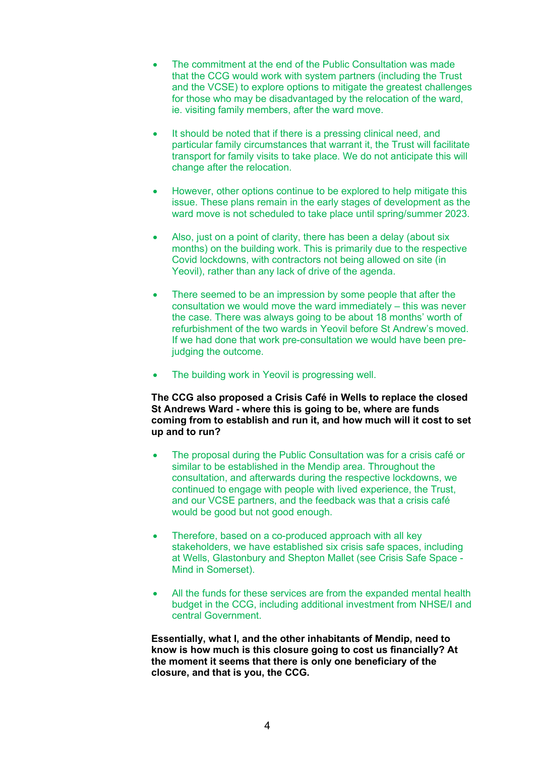- The commitment at the end of the Public Consultation was made that the CCG would work with system partners (including the Trust and the VCSE) to explore options to mitigate the greatest challenges for those who may be disadvantaged by the relocation of the ward, ie. visiting family members, after the ward move.

- It should be noted that if there is a pressing clinical need, and particular family circumstances that warrant it, the Trust will facilitate transport for family visits to take place. We do not anticipate this will change after the relocation.

- However, other options continue to be explored to help mitigate this issue. These plans remain in the early stages of development as the ward move is not scheduled to take place until spring/summer 2023.

- Also, just on a point of clarity, there has been a delay (about six months) on the building work. This is primarily due to the respective Covid lockdowns, with contractors not being allowed on site (in Yeovil), rather than any lack of drive of the agenda.

- There seemed to be an impression by some people that after the consultation we would move the ward immediately – this was never the case. There was always going to be about 18 months' worth of refurbishment of the two wards in Yeovil before St Andrew's moved. If we had done that work pre-consultation we would have been pre-judging the outcome.

- The building work in Yeovil is progressing well.

**The CCG also proposed a Crisis Café in Wells to replace the closed St Andrews Ward - where this is going to be, where are funds coming from to establish and run it, and how much will it cost to set up and to run?**

- The proposal during the Public Consultation was for a crisis café or similar to be established in the Mendip area. Throughout the consultation, and afterwards during the respective lockdowns, we continued to engage with people with lived experience, the Trust, and our VCSE partners, and the feedback was that a crisis café would be good but not good enough.

- Therefore, based on a co-produced approach with all key stakeholders, we have established six crisis safe spaces, including at Wells, Glastonbury and Shepton Mallet (see Crisis Safe Space - Mind in Somerset).

- All the funds for these services are from the expanded mental health budget in the CCG, including additional investment from NHSE/I and central Government.

**Essentially, what I, and the other inhabitants of Mendip, need to know is how much is this closure going to cost us financially? At the moment it seems that there is only one beneficiary of the closure, and that is you, the CCG.**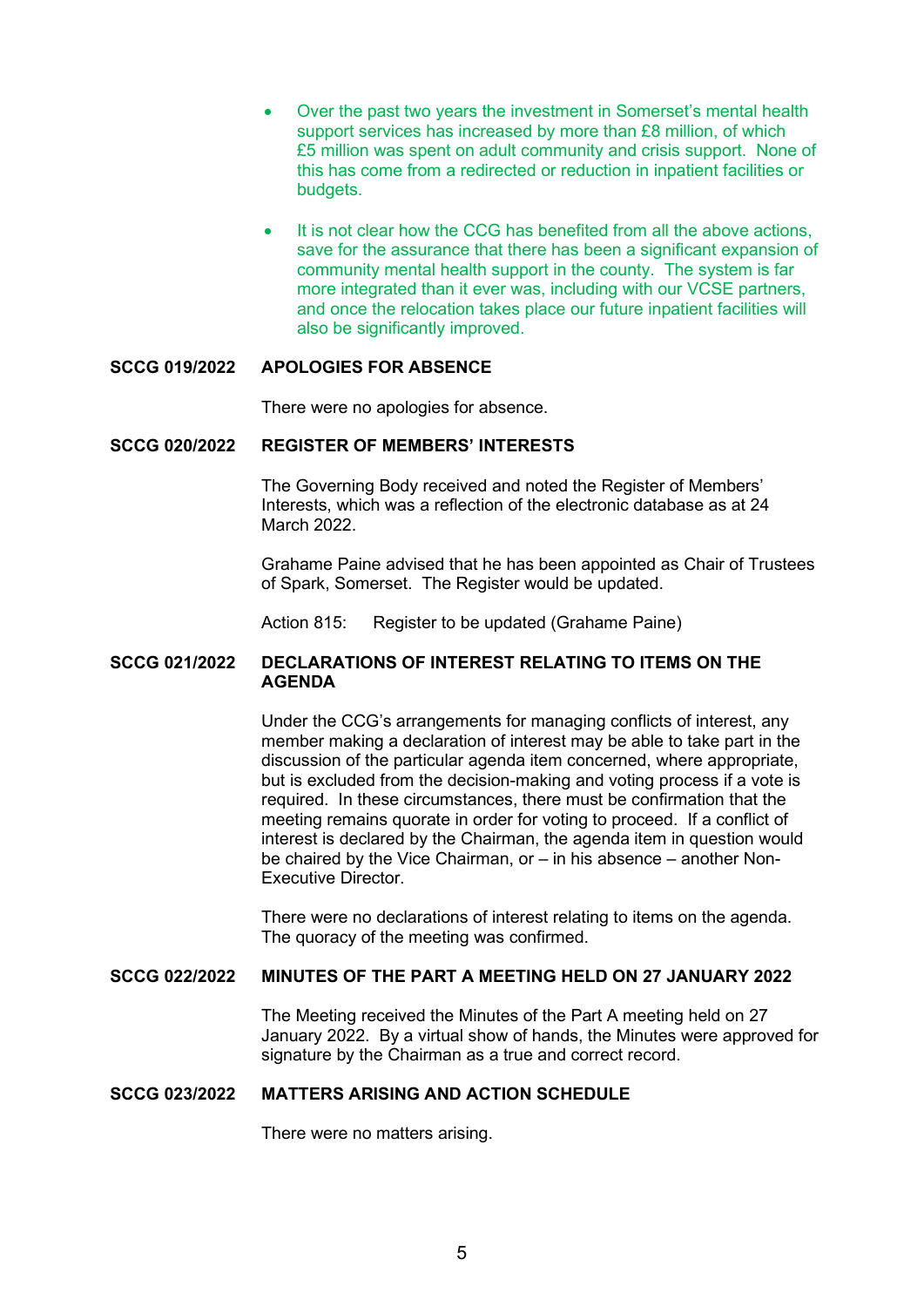- Over the past two years the investment in Somerset's mental health support services has increased by more than £8 million, of which £5 million was spent on adult community and crisis support. None of this has come from a redirected or reduction in inpatient facilities or budgets.

- It is not clear how the CCG has benefited from all the above actions, save for the assurance that there has been a significant expansion of community mental health support in the county. The system is far more integrated than it ever was, including with our VCSE partners, and once the relocation takes place our future inpatient facilities will also be significantly improved.

**SCCG 019/2022 APOLOGIES FOR ABSENCE**

There were no apologies for absence.

**SCCG 020/2022 REGISTER OF MEMBERS' INTERESTS**

The Governing Body received and noted the Register of Members' Interests, which was a reflection of the electronic database as at 24 March 2022.

Grahame Paine advised that he has been appointed as Chair of Trustees of Spark, Somerset. The Register would be updated.

Action 815: Register to be updated (Grahame Paine)

**SCCG 021/2022 DECLARATIONS OF INTEREST RELATING TO ITEMS ON THE AGENDA**

Under the CCG's arrangements for managing conflicts of interest, any member making a declaration of interest may be able to take part in the discussion of the particular agenda item concerned, where appropriate, but is excluded from the decision-making and voting process if a vote is required. In these circumstances, there must be confirmation that the meeting remains quorate in order for voting to proceed. If a conflict of interest is declared by the Chairman, the agenda item in question would be chaired by the Vice Chairman, or – in his absence – another Non-Executive Director.

There were no declarations of interest relating to items on the agenda. The quoracy of the meeting was confirmed.

**SCCG 022/2022 MINUTES OF THE PART A MEETING HELD ON 27 JANUARY 2022**

The Meeting received the Minutes of the Part A meeting held on 27 January 2022. By a virtual show of hands, the Minutes were approved for signature by the Chairman as a true and correct record.

**SCCG 023/2022 MATTERS ARISING AND ACTION SCHEDULE**

There were no matters arising.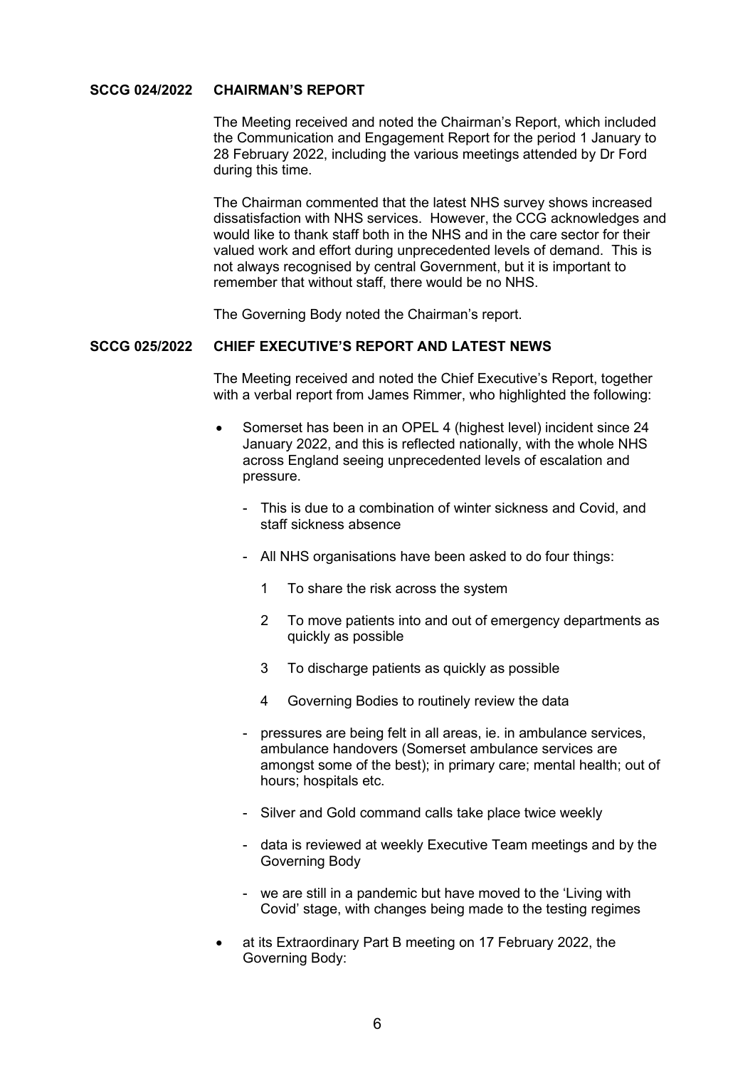**SCCG 024/2022 CHAIRMAN'S REPORT**

The Meeting received and noted the Chairman's Report, which included the Communication and Engagement Report for the period 1 January to 28 February 2022, including the various meetings attended by Dr Ford during this time.

The Chairman commented that the latest NHS survey shows increased dissatisfaction with NHS services. However, the CCG acknowledges and would like to thank staff both in the NHS and in the care sector for their valued work and effort during unprecedented levels of demand. This is not always recognised by central Government, but it is important to remember that without staff, there would be no NHS.

The Governing Body noted the Chairman's report.

**SCCG 025/2022 CHIEF EXECUTIVE'S REPORT AND LATEST NEWS**

The Meeting received and noted the Chief Executive's Report, together with a verbal report from James Rimmer, who highlighted the following:

- Somerset has been in an OPEL 4 (highest level) incident since 24 January 2022, and this is reflected nationally, with the whole NHS across England seeing unprecedented levels of escalation and pressure.
  - This is due to a combination of winter sickness and Covid, and staff sickness absence
  - All NHS organisations have been asked to do four things:
    1. To share the risk across the system
    2. To move patients into and out of emergency departments as quickly as possible
    3. To discharge patients as quickly as possible
    4. Governing Bodies to routinely review the data
  - pressures are being felt in all areas, ie. in ambulance services, ambulance handovers (Somerset ambulance services are amongst some of the best); in primary care; mental health; out of hours; hospitals etc.
  - Silver and Gold command calls take place twice weekly
  - data is reviewed at weekly Executive Team meetings and by the Governing Body
  - we are still in a pandemic but have moved to the 'Living with Covid' stage, with changes being made to the testing regimes
- at its Extraordinary Part B meeting on 17 February 2022, the Governing Body: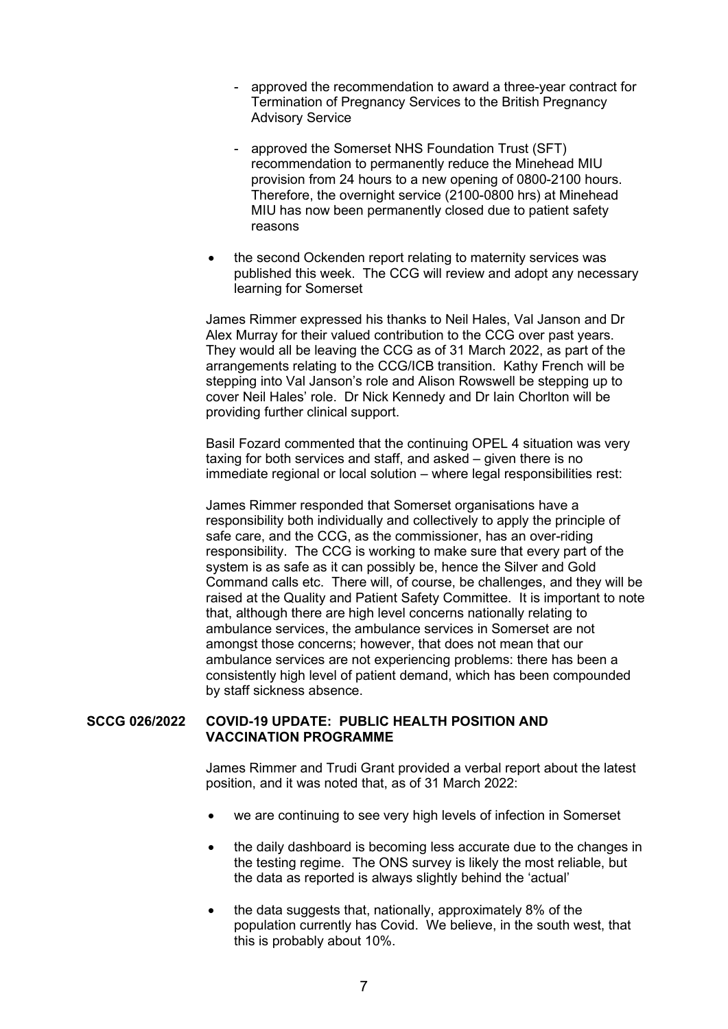- approved the recommendation to award a three-year contract for Termination of Pregnancy Services to the British Pregnancy Advisory Service
  - approved the Somerset NHS Foundation Trust (SFT) recommendation to permanently reduce the Minehead MIU provision from 24 hours to a new opening of 0800-2100 hours. Therefore, the overnight service (2100-0800 hrs) at Minehead MIU has now been permanently closed due to patient safety reasons

- the second Ockenden report relating to maternity services was published this week. The CCG will review and adopt any necessary learning for Somerset

James Rimmer expressed his thanks to Neil Hales, Val Janson and Dr Alex Murray for their valued contribution to the CCG over past years. They would all be leaving the CCG as of 31 March 2022, as part of the arrangements relating to the CCG/ICB transition. Kathy French will be stepping into Val Janson's role and Alison Rowswell be stepping up to cover Neil Hales' role. Dr Nick Kennedy and Dr Iain Chorlton will be providing further clinical support.

Basil Fozard commented that the continuing OPEL 4 situation was very taxing for both services and staff, and asked – given there is no immediate regional or local solution – where legal responsibilities rest:

James Rimmer responded that Somerset organisations have a responsibility both individually and collectively to apply the principle of safe care, and the CCG, as the commissioner, has an over-riding responsibility. The CCG is working to make sure that every part of the system is as safe as it can possibly be, hence the Silver and Gold Command calls etc. There will, of course, be challenges, and they will be raised at the Quality and Patient Safety Committee. It is important to note that, although there are high level concerns nationally relating to ambulance services, the ambulance services in Somerset are not amongst those concerns; however, that does not mean that our ambulance services are not experiencing problems: there has been a consistently high level of patient demand, which has been compounded by staff sickness absence.

## SCCG 026/2022 COVID-19 UPDATE: PUBLIC HEALTH POSITION AND VACCINATION PROGRAMME

James Rimmer and Trudi Grant provided a verbal report about the latest position, and it was noted that, as of 31 March 2022:

- we are continuing to see very high levels of infection in Somerset
- the daily dashboard is becoming less accurate due to the changes in the testing regime. The ONS survey is likely the most reliable, but the data as reported is always slightly behind the 'actual'
- the data suggests that, nationally, approximately 8% of the population currently has Covid. We believe, in the south west, that this is probably about 10%.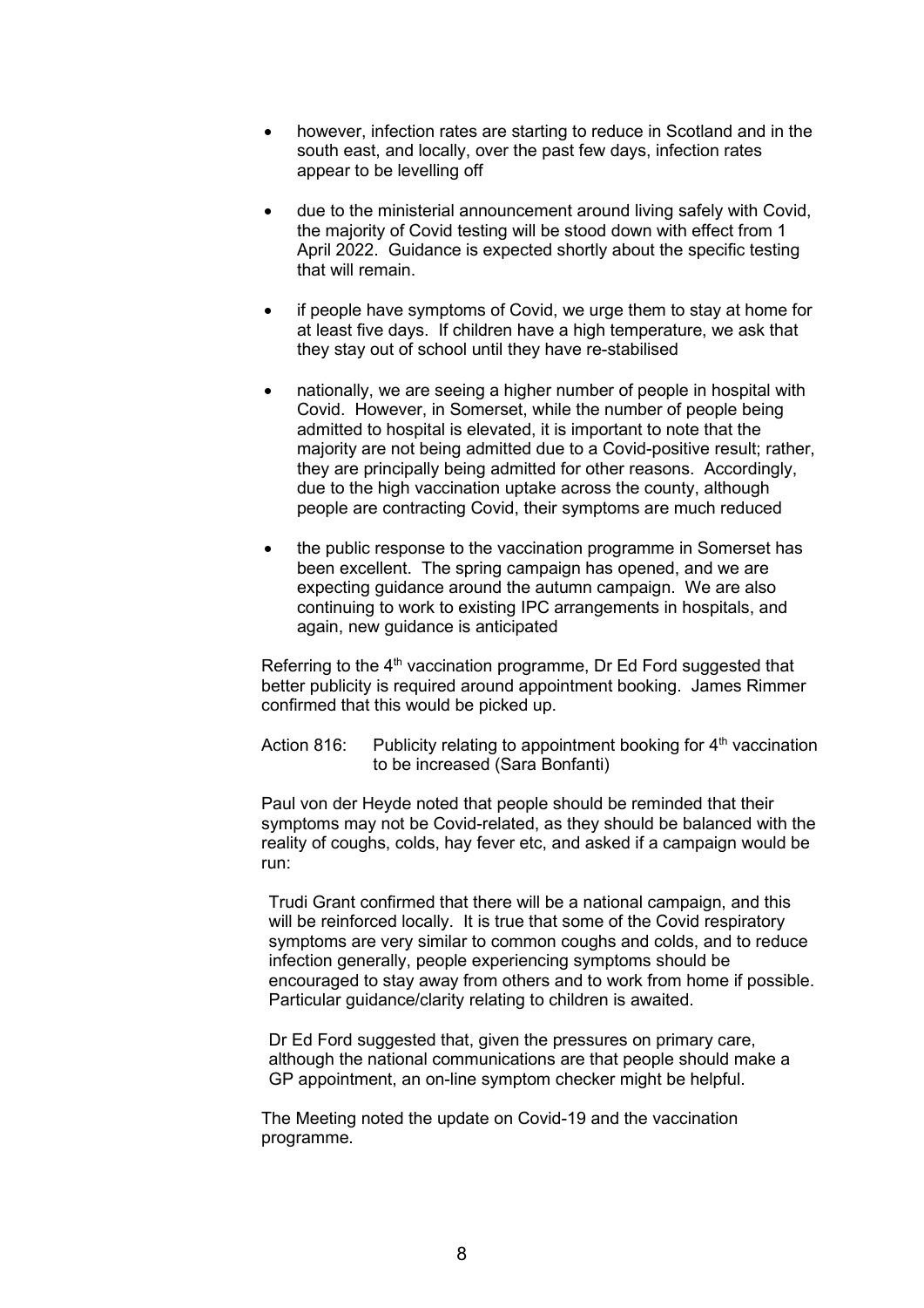- however, infection rates are starting to reduce in Scotland and in the south east, and locally, over the past few days, infection rates appear to be levelling off

- due to the ministerial announcement around living safely with Covid, the majority of Covid testing will be stood down with effect from 1 April 2022. Guidance is expected shortly about the specific testing that will remain.

- if people have symptoms of Covid, we urge them to stay at home for at least five days. If children have a high temperature, we ask that they stay out of school until they have re-stabilised

- nationally, we are seeing a higher number of people in hospital with Covid. However, in Somerset, while the number of people being admitted to hospital is elevated, it is important to note that the majority are not being admitted due to a Covid-positive result; rather, they are principally being admitted for other reasons. Accordingly, due to the high vaccination uptake across the county, although people are contracting Covid, their symptoms are much reduced

- the public response to the vaccination programme in Somerset has been excellent. The spring campaign has opened, and we are expecting guidance around the autumn campaign. We are also continuing to work to existing IPC arrangements in hospitals, and again, new guidance is anticipated

Referring to the 4th vaccination programme, Dr Ed Ford suggested that better publicity is required around appointment booking. James Rimmer confirmed that this would be picked up.

Action 816: Publicity relating to appointment booking for 4th vaccination to be increased (Sara Bonfanti)

Paul von der Heyde noted that people should be reminded that their symptoms may not be Covid-related, as they should be balanced with the reality of coughs, colds, hay fever etc, and asked if a campaign would be run:

> Trudi Grant confirmed that there will be a national campaign, and this will be reinforced locally. It is true that some of the Covid respiratory symptoms are very similar to common coughs and colds, and to reduce infection generally, people experiencing symptoms should be encouraged to stay away from others and to work from home if possible. Particular guidance/clarity relating to children is awaited.
>
> Dr Ed Ford suggested that, given the pressures on primary care, although the national communications are that people should make a GP appointment, an on-line symptom checker might be helpful.

The Meeting noted the update on Covid-19 and the vaccination programme.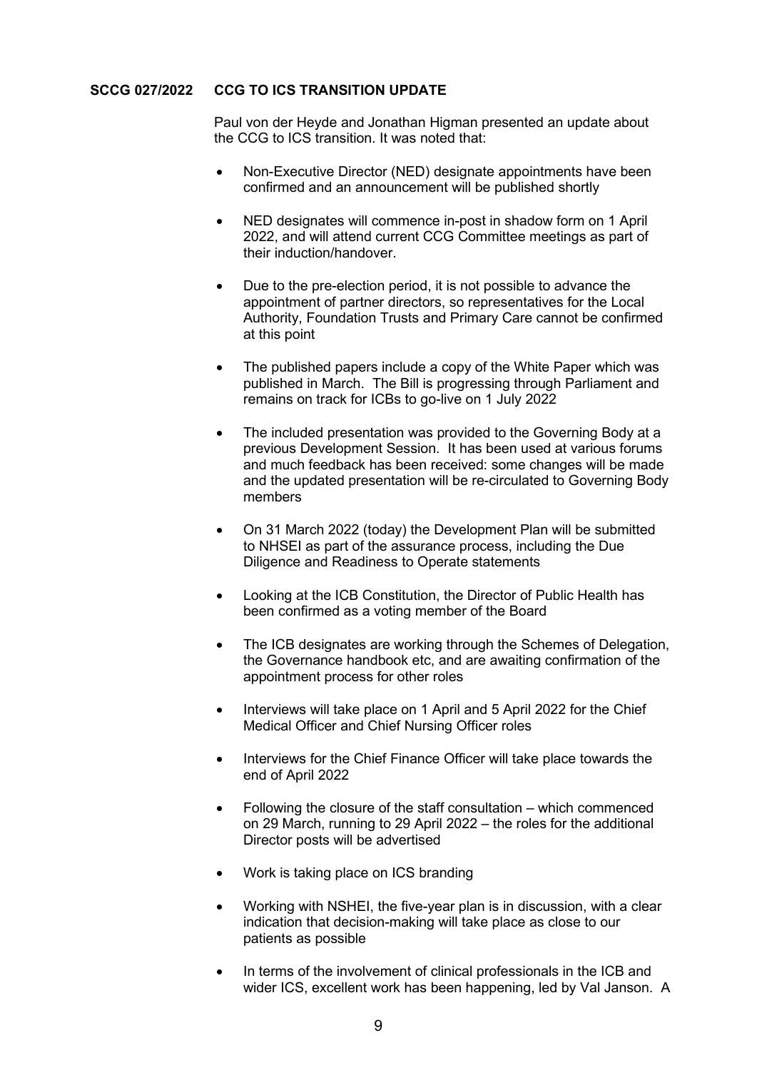**SCCG 027/2022 CCG TO ICS TRANSITION UPDATE**

Paul von der Heyde and Jonathan Higman presented an update about the CCG to ICS transition. It was noted that:

- Non-Executive Director (NED) designate appointments have been confirmed and an announcement will be published shortly
- NED designates will commence in-post in shadow form on 1 April 2022, and will attend current CCG Committee meetings as part of their induction/handover.
- Due to the pre-election period, it is not possible to advance the appointment of partner directors, so representatives for the Local Authority, Foundation Trusts and Primary Care cannot be confirmed at this point
- The published papers include a copy of the White Paper which was published in March. The Bill is progressing through Parliament and remains on track for ICBs to go-live on 1 July 2022
- The included presentation was provided to the Governing Body at a previous Development Session. It has been used at various forums and much feedback has been received: some changes will be made and the updated presentation will be re-circulated to Governing Body members
- On 31 March 2022 (today) the Development Plan will be submitted to NHSEI as part of the assurance process, including the Due Diligence and Readiness to Operate statements
- Looking at the ICB Constitution, the Director of Public Health has been confirmed as a voting member of the Board
- The ICB designates are working through the Schemes of Delegation, the Governance handbook etc, and are awaiting confirmation of the appointment process for other roles
- Interviews will take place on 1 April and 5 April 2022 for the Chief Medical Officer and Chief Nursing Officer roles
- Interviews for the Chief Finance Officer will take place towards the end of April 2022
- Following the closure of the staff consultation – which commenced on 29 March, running to 29 April 2022 – the roles for the additional Director posts will be advertised
- Work is taking place on ICS branding
- Working with NSHEI, the five-year plan is in discussion, with a clear indication that decision-making will take place as close to our patients as possible
- In terms of the involvement of clinical professionals in the ICB and wider ICS, excellent work has been happening, led by Val Janson. A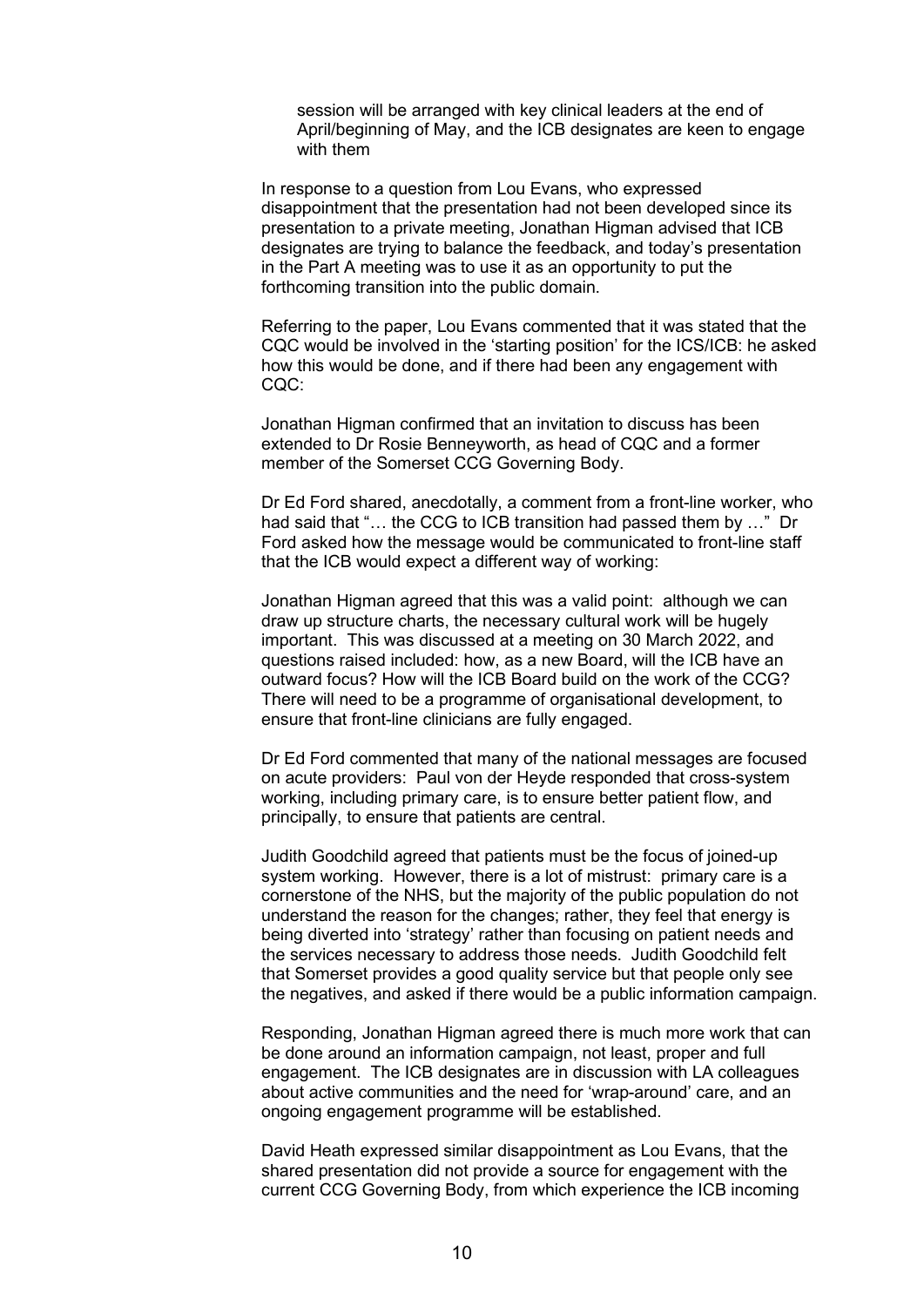session will be arranged with key clinical leaders at the end of April/beginning of May, and the ICB designates are keen to engage with them

In response to a question from Lou Evans, who expressed disappointment that the presentation had not been developed since its presentation to a private meeting, Jonathan Higman advised that ICB designates are trying to balance the feedback, and today's presentation in the Part A meeting was to use it as an opportunity to put the forthcoming transition into the public domain.

Referring to the paper, Lou Evans commented that it was stated that the CQC would be involved in the 'starting position' for the ICS/ICB: he asked how this would be done, and if there had been any engagement with CQC:

Jonathan Higman confirmed that an invitation to discuss has been extended to Dr Rosie Benneyworth, as head of CQC and a former member of the Somerset CCG Governing Body.

Dr Ed Ford shared, anecdotally, a comment from a front-line worker, who had said that "… the CCG to ICB transition had passed them by …" Dr Ford asked how the message would be communicated to front-line staff that the ICB would expect a different way of working:

Jonathan Higman agreed that this was a valid point: although we can draw up structure charts, the necessary cultural work will be hugely important. This was discussed at a meeting on 30 March 2022, and questions raised included: how, as a new Board, will the ICB have an outward focus? How will the ICB Board build on the work of the CCG? There will need to be a programme of organisational development, to ensure that front-line clinicians are fully engaged.

Dr Ed Ford commented that many of the national messages are focused on acute providers: Paul von der Heyde responded that cross-system working, including primary care, is to ensure better patient flow, and principally, to ensure that patients are central.

Judith Goodchild agreed that patients must be the focus of joined-up system working. However, there is a lot of mistrust: primary care is a cornerstone of the NHS, but the majority of the public population do not understand the reason for the changes; rather, they feel that energy is being diverted into 'strategy' rather than focusing on patient needs and the services necessary to address those needs. Judith Goodchild felt that Somerset provides a good quality service but that people only see the negatives, and asked if there would be a public information campaign.

Responding, Jonathan Higman agreed there is much more work that can be done around an information campaign, not least, proper and full engagement. The ICB designates are in discussion with LA colleagues about active communities and the need for 'wrap-around' care, and an ongoing engagement programme will be established.

David Heath expressed similar disappointment as Lou Evans, that the shared presentation did not provide a source for engagement with the current CCG Governing Body, from which experience the ICB incoming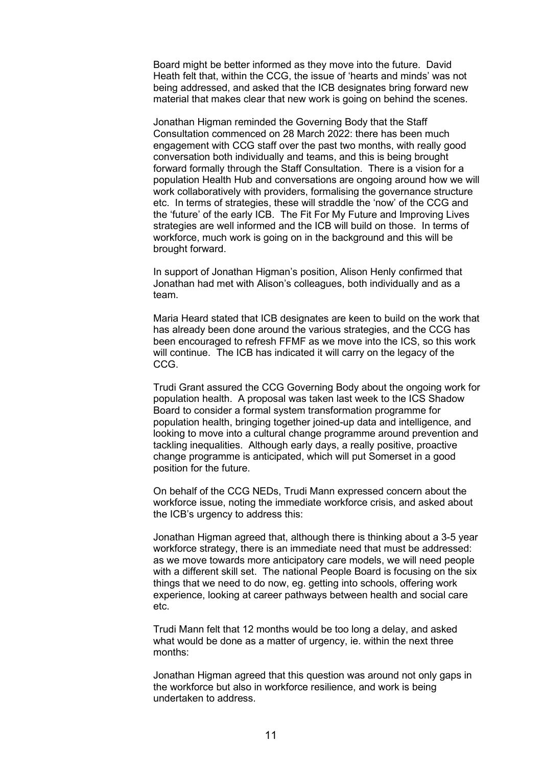Board might be better informed as they move into the future. David Heath felt that, within the CCG, the issue of 'hearts and minds' was not being addressed, and asked that the ICB designates bring forward new material that makes clear that new work is going on behind the scenes.

Jonathan Higman reminded the Governing Body that the Staff Consultation commenced on 28 March 2022: there has been much engagement with CCG staff over the past two months, with really good conversation both individually and teams, and this is being brought forward formally through the Staff Consultation. There is a vision for a population Health Hub and conversations are ongoing around how we will work collaboratively with providers, formalising the governance structure etc. In terms of strategies, these will straddle the 'now' of the CCG and the 'future' of the early ICB. The Fit For My Future and Improving Lives strategies are well informed and the ICB will build on those. In terms of workforce, much work is going on in the background and this will be brought forward.

In support of Jonathan Higman's position, Alison Henly confirmed that Jonathan had met with Alison's colleagues, both individually and as a team.

Maria Heard stated that ICB designates are keen to build on the work that has already been done around the various strategies, and the CCG has been encouraged to refresh FFMF as we move into the ICS, so this work will continue. The ICB has indicated it will carry on the legacy of the CCG.

Trudi Grant assured the CCG Governing Body about the ongoing work for population health. A proposal was taken last week to the ICS Shadow Board to consider a formal system transformation programme for population health, bringing together joined-up data and intelligence, and looking to move into a cultural change programme around prevention and tackling inequalities. Although early days, a really positive, proactive change programme is anticipated, which will put Somerset in a good position for the future.

On behalf of the CCG NEDs, Trudi Mann expressed concern about the workforce issue, noting the immediate workforce crisis, and asked about the ICB's urgency to address this:

Jonathan Higman agreed that, although there is thinking about a 3-5 year workforce strategy, there is an immediate need that must be addressed: as we move towards more anticipatory care models, we will need people with a different skill set. The national People Board is focusing on the six things that we need to do now, eg. getting into schools, offering work experience, looking at career pathways between health and social care etc.

Trudi Mann felt that 12 months would be too long a delay, and asked what would be done as a matter of urgency, ie. within the next three months:

Jonathan Higman agreed that this question was around not only gaps in the workforce but also in workforce resilience, and work is being undertaken to address.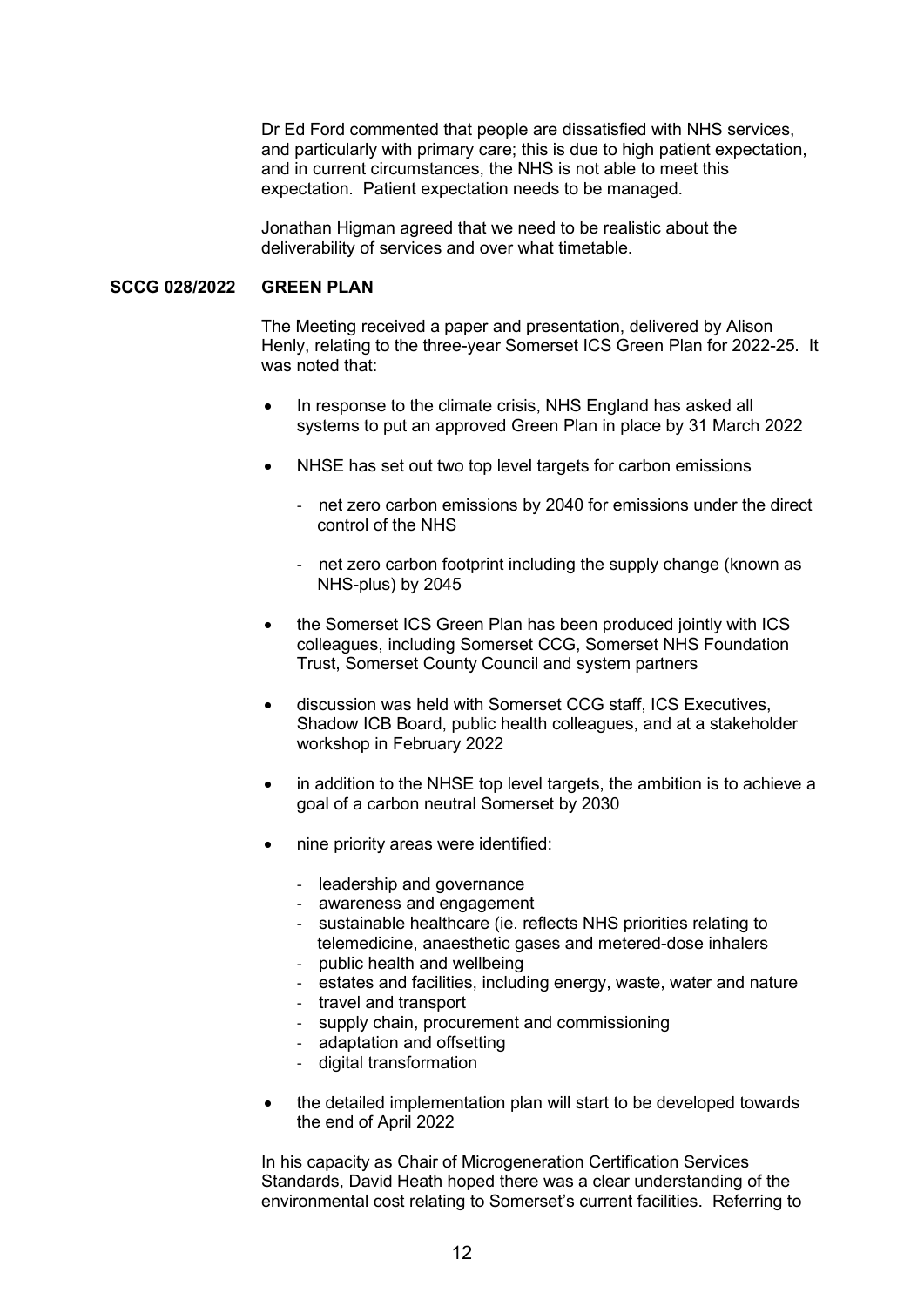Dr Ed Ford commented that people are dissatisfied with NHS services, and particularly with primary care; this is due to high patient expectation, and in current circumstances, the NHS is not able to meet this expectation. Patient expectation needs to be managed.

Jonathan Higman agreed that we need to be realistic about the deliverability of services and over what timetable.

**SCCG 028/2022 GREEN PLAN**

The Meeting received a paper and presentation, delivered by Alison Henly, relating to the three-year Somerset ICS Green Plan for 2022-25. It was noted that:

- In response to the climate crisis, NHS England has asked all systems to put an approved Green Plan in place by 31 March 2022
- NHSE has set out two top level targets for carbon emissions
  - net zero carbon emissions by 2040 for emissions under the direct control of the NHS
  - net zero carbon footprint including the supply change (known as NHS-plus) by 2045
- the Somerset ICS Green Plan has been produced jointly with ICS colleagues, including Somerset CCG, Somerset NHS Foundation Trust, Somerset County Council and system partners
- discussion was held with Somerset CCG staff, ICS Executives, Shadow ICB Board, public health colleagues, and at a stakeholder workshop in February 2022
- in addition to the NHSE top level targets, the ambition is to achieve a goal of a carbon neutral Somerset by 2030
- nine priority areas were identified:
  - leadership and governance
  - awareness and engagement
  - sustainable healthcare (ie. reflects NHS priorities relating to telemedicine, anaesthetic gases and metered-dose inhalers
  - public health and wellbeing
  - estates and facilities, including energy, waste, water and nature
  - travel and transport
  - supply chain, procurement and commissioning
  - adaptation and offsetting
  - digital transformation
- the detailed implementation plan will start to be developed towards the end of April 2022

In his capacity as Chair of Microgeneration Certification Services Standards, David Heath hoped there was a clear understanding of the environmental cost relating to Somerset's current facilities. Referring to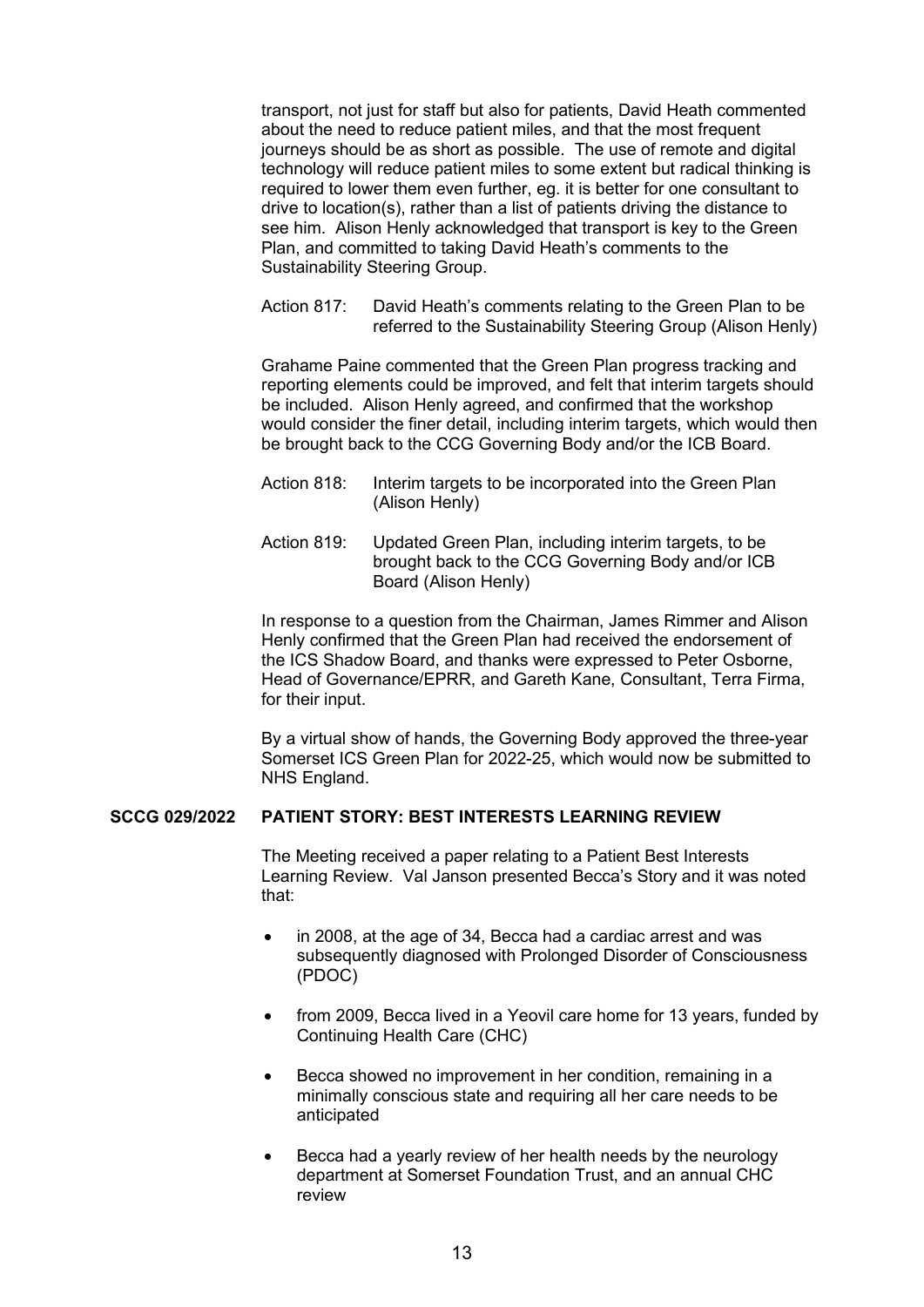transport, not just for staff but also for patients, David Heath commented about the need to reduce patient miles, and that the most frequent journeys should be as short as possible. The use of remote and digital technology will reduce patient miles to some extent but radical thinking is required to lower them even further, eg. it is better for one consultant to drive to location(s), rather than a list of patients driving the distance to see him. Alison Henly acknowledged that transport is key to the Green Plan, and committed to taking David Heath's comments to the Sustainability Steering Group.

Action 817: David Heath's comments relating to the Green Plan to be referred to the Sustainability Steering Group (Alison Henly)

Grahame Paine commented that the Green Plan progress tracking and reporting elements could be improved, and felt that interim targets should be included. Alison Henly agreed, and confirmed that the workshop would consider the finer detail, including interim targets, which would then be brought back to the CCG Governing Body and/or the ICB Board.

Action 818: Interim targets to be incorporated into the Green Plan (Alison Henly)

Action 819: Updated Green Plan, including interim targets, to be brought back to the CCG Governing Body and/or ICB Board (Alison Henly)

In response to a question from the Chairman, James Rimmer and Alison Henly confirmed that the Green Plan had received the endorsement of the ICS Shadow Board, and thanks were expressed to Peter Osborne, Head of Governance/EPRR, and Gareth Kane, Consultant, Terra Firma, for their input.

By a virtual show of hands, the Governing Body approved the three-year Somerset ICS Green Plan for 2022-25, which would now be submitted to NHS England.

## SCCG 029/2022 PATIENT STORY: BEST INTERESTS LEARNING REVIEW

The Meeting received a paper relating to a Patient Best Interests Learning Review. Val Janson presented Becca's Story and it was noted that:

- in 2008, at the age of 34, Becca had a cardiac arrest and was subsequently diagnosed with Prolonged Disorder of Consciousness (PDOC)
- from 2009, Becca lived in a Yeovil care home for 13 years, funded by Continuing Health Care (CHC)
- Becca showed no improvement in her condition, remaining in a minimally conscious state and requiring all her care needs to be anticipated
- Becca had a yearly review of her health needs by the neurology department at Somerset Foundation Trust, and an annual CHC review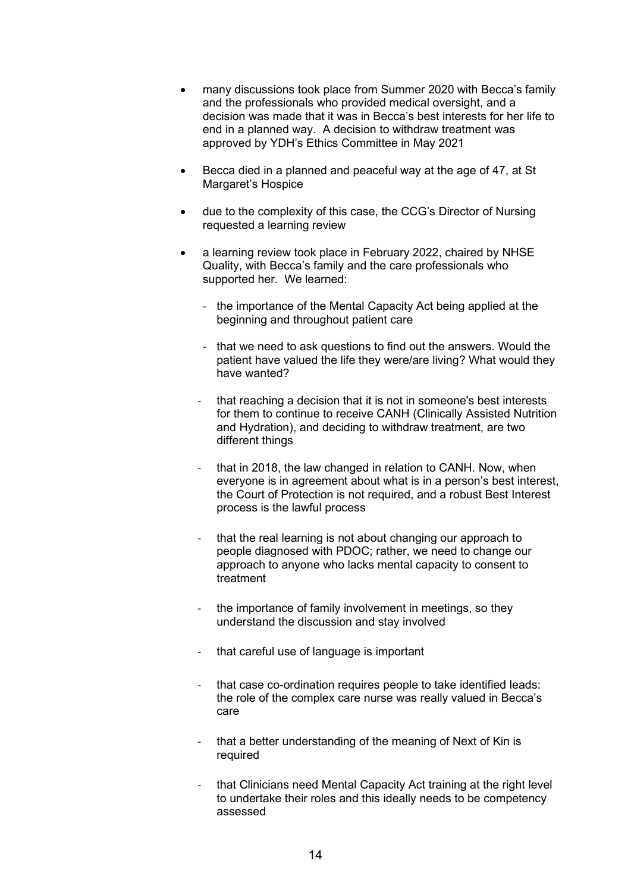- many discussions took place from Summer 2020 with Becca's family and the professionals who provided medical oversight, and a decision was made that it was in Becca's best interests for her life to end in a planned way. A decision to withdraw treatment was approved by YDH's Ethics Committee in May 2021

- Becca died in a planned and peaceful way at the age of 47, at St Margaret's Hospice

- due to the complexity of this case, the CCG's Director of Nursing requested a learning review

- a learning review took place in February 2022, chaired by NHSE Quality, with Becca's family and the care professionals who supported her. We learned:

  - the importance of the Mental Capacity Act being applied at the beginning and throughout patient care

  - that we need to ask questions to find out the answers. Would the patient have valued the life they were/are living? What would they have wanted?

  - that reaching a decision that it is not in someone's best interests for them to continue to receive CANH (Clinically Assisted Nutrition and Hydration), and deciding to withdraw treatment, are two different things

  - that in 2018, the law changed in relation to CANH. Now, when everyone is in agreement about what is in a person's best interest, the Court of Protection is not required, and a robust Best Interest process is the lawful process

  - that the real learning is not about changing our approach to people diagnosed with PDOC; rather, we need to change our approach to anyone who lacks mental capacity to consent to treatment

  - the importance of family involvement in meetings, so they understand the discussion and stay involved

  - that careful use of language is important

  - that case co-ordination requires people to take identified leads: the role of the complex care nurse was really valued in Becca's care

  - that a better understanding of the meaning of Next of Kin is required

  - that Clinicians need Mental Capacity Act training at the right level to undertake their roles and this ideally needs to be competency assessed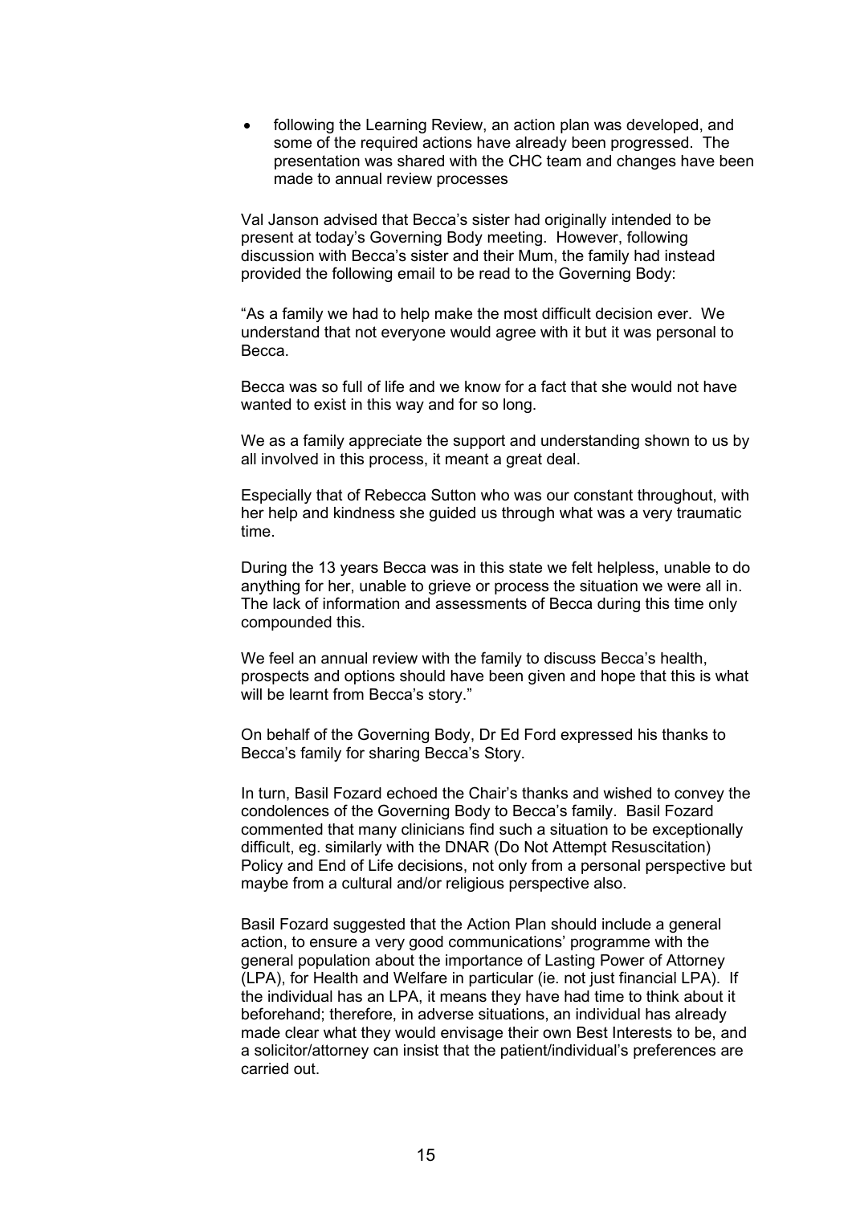- following the Learning Review, an action plan was developed, and some of the required actions have already been progressed. The presentation was shared with the CHC team and changes have been made to annual review processes

Val Janson advised that Becca's sister had originally intended to be present at today's Governing Body meeting. However, following discussion with Becca's sister and their Mum, the family had instead provided the following email to be read to the Governing Body:

"As a family we had to help make the most difficult decision ever. We understand that not everyone would agree with it but it was personal to Becca.

Becca was so full of life and we know for a fact that she would not have wanted to exist in this way and for so long.

We as a family appreciate the support and understanding shown to us by all involved in this process, it meant a great deal.

Especially that of Rebecca Sutton who was our constant throughout, with her help and kindness she guided us through what was a very traumatic time.

During the 13 years Becca was in this state we felt helpless, unable to do anything for her, unable to grieve or process the situation we were all in. The lack of information and assessments of Becca during this time only compounded this.

We feel an annual review with the family to discuss Becca's health, prospects and options should have been given and hope that this is what will be learnt from Becca's story."

On behalf of the Governing Body, Dr Ed Ford expressed his thanks to Becca's family for sharing Becca's Story.

In turn, Basil Fozard echoed the Chair's thanks and wished to convey the condolences of the Governing Body to Becca's family. Basil Fozard commented that many clinicians find such a situation to be exceptionally difficult, eg. similarly with the DNAR (Do Not Attempt Resuscitation) Policy and End of Life decisions, not only from a personal perspective but maybe from a cultural and/or religious perspective also.

Basil Fozard suggested that the Action Plan should include a general action, to ensure a very good communications' programme with the general population about the importance of Lasting Power of Attorney (LPA), for Health and Welfare in particular (ie. not just financial LPA). If the individual has an LPA, it means they have had time to think about it beforehand; therefore, in adverse situations, an individual has already made clear what they would envisage their own Best Interests to be, and a solicitor/attorney can insist that the patient/individual's preferences are carried out.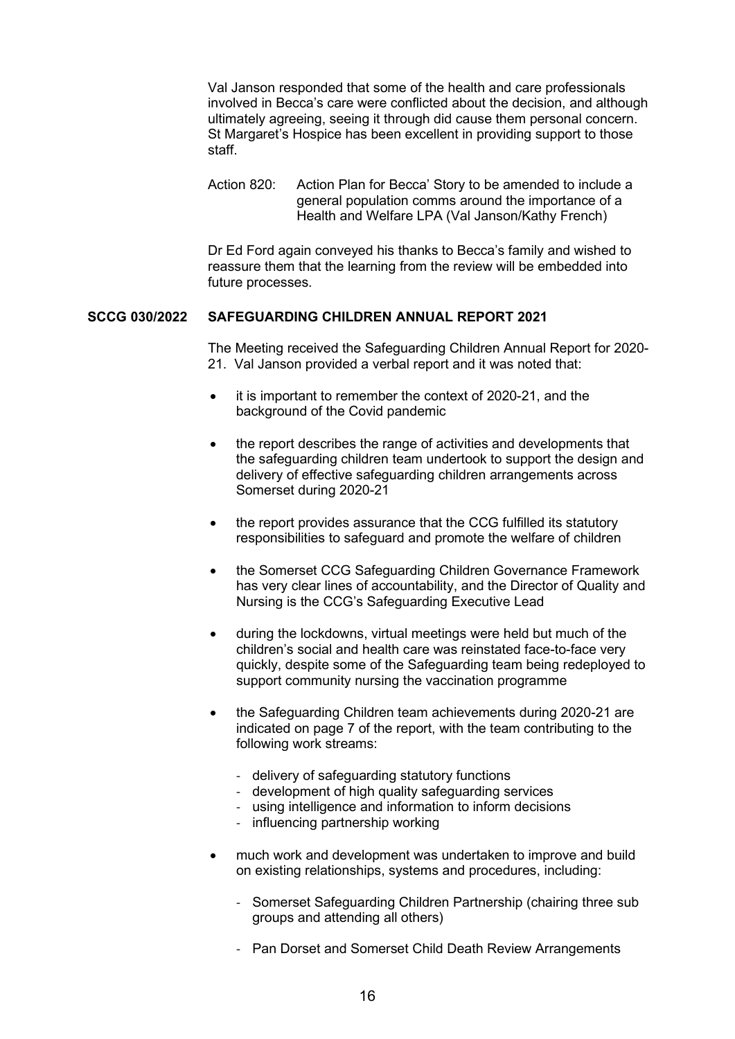Val Janson responded that some of the health and care professionals involved in Becca's care were conflicted about the decision, and although ultimately agreeing, seeing it through did cause them personal concern. St Margaret's Hospice has been excellent in providing support to those staff.

Action 820: Action Plan for Becca' Story to be amended to include a general population comms around the importance of a Health and Welfare LPA (Val Janson/Kathy French)

Dr Ed Ford again conveyed his thanks to Becca's family and wished to reassure them that the learning from the review will be embedded into future processes.

**SCCG 030/2022 SAFEGUARDING CHILDREN ANNUAL REPORT 2021**

The Meeting received the Safeguarding Children Annual Report for 2020-21. Val Janson provided a verbal report and it was noted that:

- it is important to remember the context of 2020-21, and the background of the Covid pandemic
- the report describes the range of activities and developments that the safeguarding children team undertook to support the design and delivery of effective safeguarding children arrangements across Somerset during 2020-21
- the report provides assurance that the CCG fulfilled its statutory responsibilities to safeguard and promote the welfare of children
- the Somerset CCG Safeguarding Children Governance Framework has very clear lines of accountability, and the Director of Quality and Nursing is the CCG's Safeguarding Executive Lead
- during the lockdowns, virtual meetings were held but much of the children's social and health care was reinstated face-to-face very quickly, despite some of the Safeguarding team being redeployed to support community nursing the vaccination programme
- the Safeguarding Children team achievements during 2020-21 are indicated on page 7 of the report, with the team contributing to the following work streams:
  - delivery of safeguarding statutory functions
  - development of high quality safeguarding services
  - using intelligence and information to inform decisions
  - influencing partnership working
- much work and development was undertaken to improve and build on existing relationships, systems and procedures, including:
  - Somerset Safeguarding Children Partnership (chairing three sub groups and attending all others)
  - Pan Dorset and Somerset Child Death Review Arrangements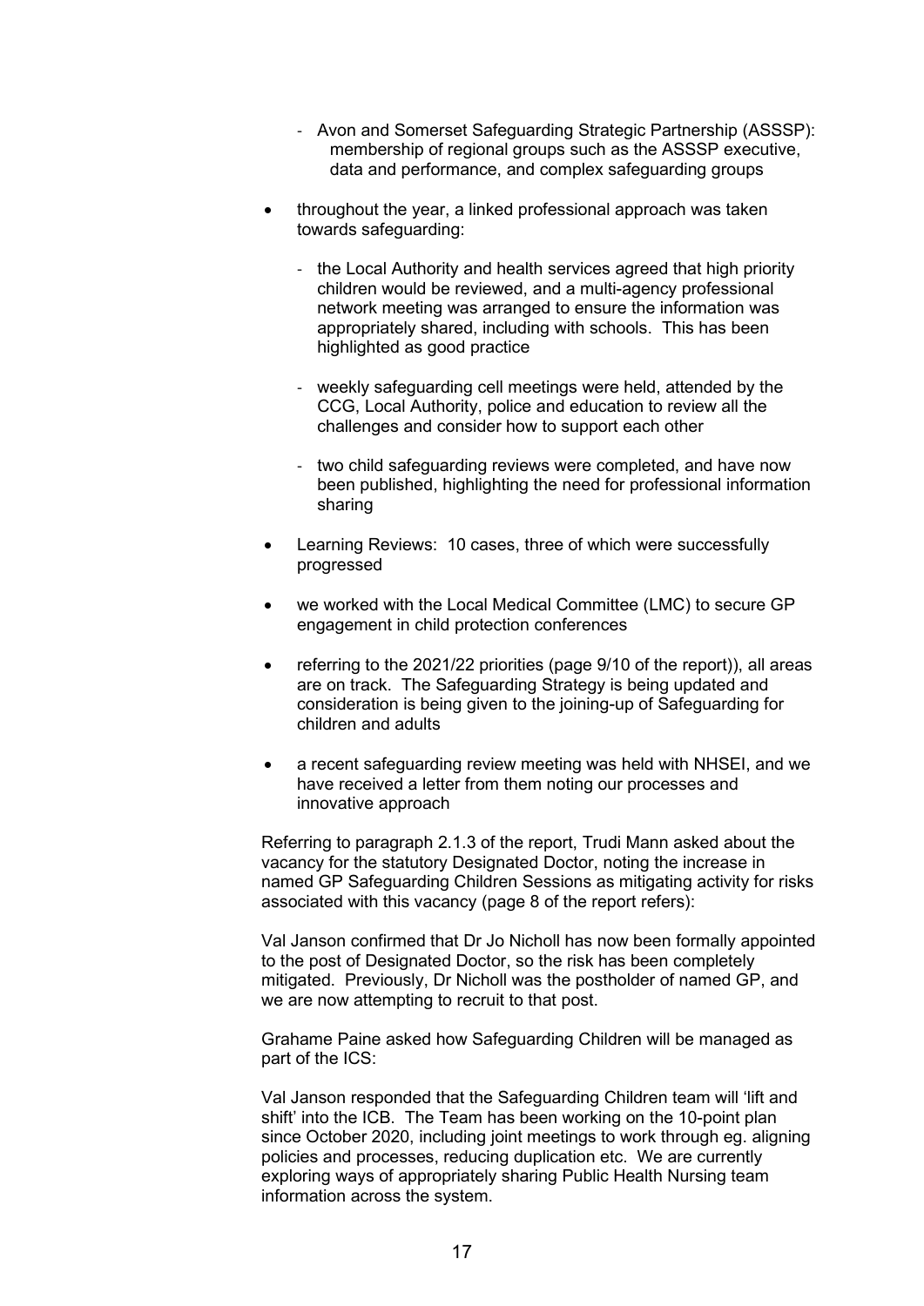- Avon and Somerset Safeguarding Strategic Partnership (ASSSP): membership of regional groups such as the ASSSP executive, data and performance, and complex safeguarding groups

- throughout the year, a linked professional approach was taken towards safeguarding:

  - the Local Authority and health services agreed that high priority children would be reviewed, and a multi-agency professional network meeting was arranged to ensure the information was appropriately shared, including with schools. This has been highlighted as good practice

  - weekly safeguarding cell meetings were held, attended by the CCG, Local Authority, police and education to review all the challenges and consider how to support each other

  - two child safeguarding reviews were completed, and have now been published, highlighting the need for professional information sharing

- Learning Reviews: 10 cases, three of which were successfully progressed

- we worked with the Local Medical Committee (LMC) to secure GP engagement in child protection conferences

- referring to the 2021/22 priorities (page 9/10 of the report)), all areas are on track. The Safeguarding Strategy is being updated and consideration is being given to the joining-up of Safeguarding for children and adults

- a recent safeguarding review meeting was held with NHSEI, and we have received a letter from them noting our processes and innovative approach

Referring to paragraph 2.1.3 of the report, Trudi Mann asked about the vacancy for the statutory Designated Doctor, noting the increase in named GP Safeguarding Children Sessions as mitigating activity for risks associated with this vacancy (page 8 of the report refers):

Val Janson confirmed that Dr Jo Nicholl has now been formally appointed to the post of Designated Doctor, so the risk has been completely mitigated. Previously, Dr Nicholl was the postholder of named GP, and we are now attempting to recruit to that post.

Grahame Paine asked how Safeguarding Children will be managed as part of the ICS:

Val Janson responded that the Safeguarding Children team will 'lift and shift' into the ICB. The Team has been working on the 10-point plan since October 2020, including joint meetings to work through eg. aligning policies and processes, reducing duplication etc. We are currently exploring ways of appropriately sharing Public Health Nursing team information across the system.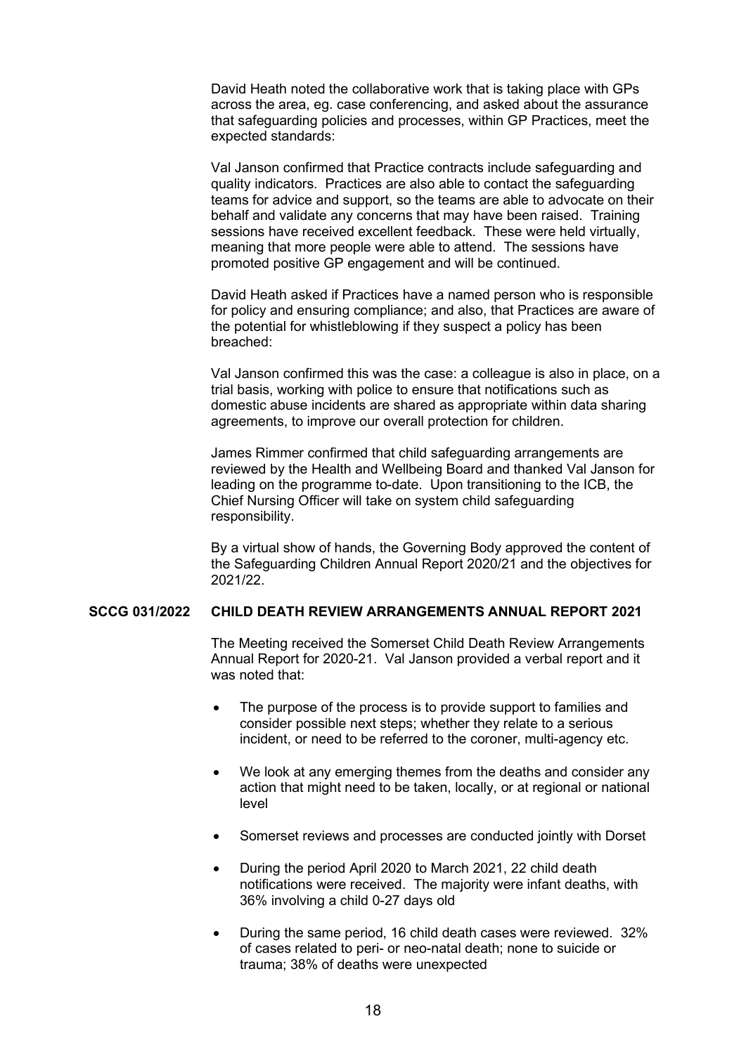David Heath noted the collaborative work that is taking place with GPs across the area, eg. case conferencing, and asked about the assurance that safeguarding policies and processes, within GP Practices, meet the expected standards:

Val Janson confirmed that Practice contracts include safeguarding and quality indicators. Practices are also able to contact the safeguarding teams for advice and support, so the teams are able to advocate on their behalf and validate any concerns that may have been raised. Training sessions have received excellent feedback. These were held virtually, meaning that more people were able to attend. The sessions have promoted positive GP engagement and will be continued.

David Heath asked if Practices have a named person who is responsible for policy and ensuring compliance; and also, that Practices are aware of the potential for whistleblowing if they suspect a policy has been breached:

Val Janson confirmed this was the case: a colleague is also in place, on a trial basis, working with police to ensure that notifications such as domestic abuse incidents are shared as appropriate within data sharing agreements, to improve our overall protection for children.

James Rimmer confirmed that child safeguarding arrangements are reviewed by the Health and Wellbeing Board and thanked Val Janson for leading on the programme to-date. Upon transitioning to the ICB, the Chief Nursing Officer will take on system child safeguarding responsibility.

By a virtual show of hands, the Governing Body approved the content of the Safeguarding Children Annual Report 2020/21 and the objectives for 2021/22.

**SCCG 031/2022 CHILD DEATH REVIEW ARRANGEMENTS ANNUAL REPORT 2021**

The Meeting received the Somerset Child Death Review Arrangements Annual Report for 2020-21. Val Janson provided a verbal report and it was noted that:

- The purpose of the process is to provide support to families and consider possible next steps; whether they relate to a serious incident, or need to be referred to the coroner, multi-agency etc.
- We look at any emerging themes from the deaths and consider any action that might need to be taken, locally, or at regional or national level
- Somerset reviews and processes are conducted jointly with Dorset
- During the period April 2020 to March 2021, 22 child death notifications were received. The majority were infant deaths, with 36% involving a child 0-27 days old
- During the same period, 16 child death cases were reviewed. 32% of cases related to peri- or neo-natal death; none to suicide or trauma; 38% of deaths were unexpected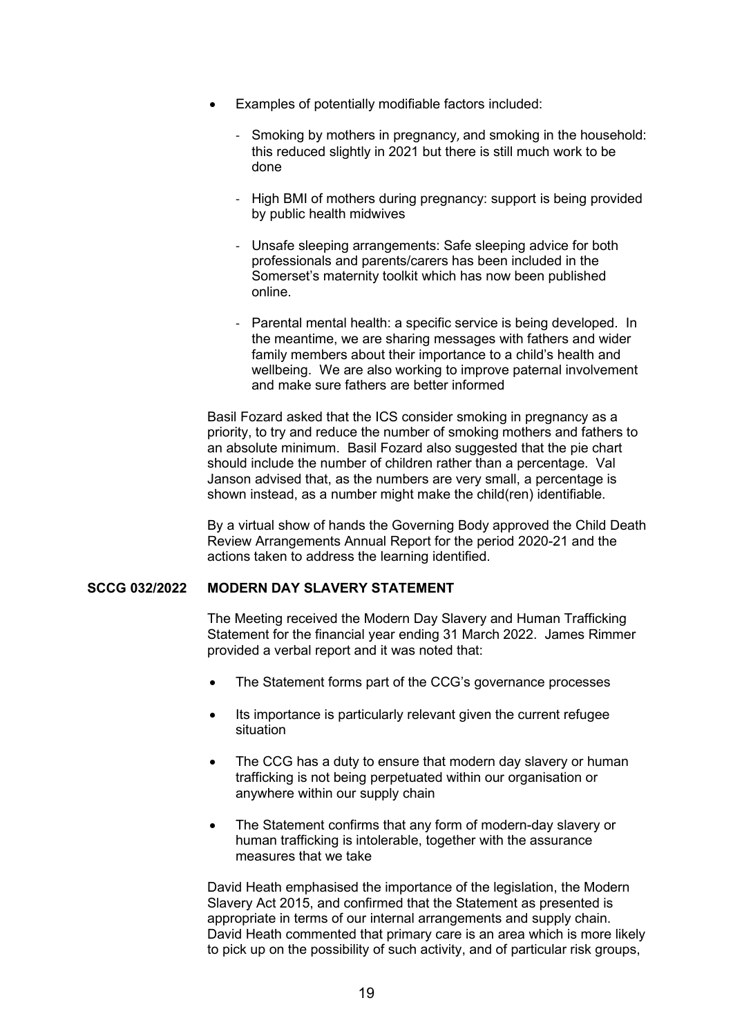- Examples of potentially modifiable factors included:

  - Smoking by mothers in pregnancy, and smoking in the household: this reduced slightly in 2021 but there is still much work to be done

  - High BMI of mothers during pregnancy: support is being provided by public health midwives

  - Unsafe sleeping arrangements: Safe sleeping advice for both professionals and parents/carers has been included in the Somerset's maternity toolkit which has now been published online.

  - Parental mental health: a specific service is being developed. In the meantime, we are sharing messages with fathers and wider family members about their importance to a child's health and wellbeing. We are also working to improve paternal involvement and make sure fathers are better informed

Basil Fozard asked that the ICS consider smoking in pregnancy as a priority, to try and reduce the number of smoking mothers and fathers to an absolute minimum. Basil Fozard also suggested that the pie chart should include the number of children rather than a percentage. Val Janson advised that, as the numbers are very small, a percentage is shown instead, as a number might make the child(ren) identifiable.

By a virtual show of hands the Governing Body approved the Child Death Review Arrangements Annual Report for the period 2020-21 and the actions taken to address the learning identified.

**SCCG 032/2022 MODERN DAY SLAVERY STATEMENT**

The Meeting received the Modern Day Slavery and Human Trafficking Statement for the financial year ending 31 March 2022. James Rimmer provided a verbal report and it was noted that:

- The Statement forms part of the CCG's governance processes

- Its importance is particularly relevant given the current refugee situation

- The CCG has a duty to ensure that modern day slavery or human trafficking is not being perpetuated within our organisation or anywhere within our supply chain

- The Statement confirms that any form of modern-day slavery or human trafficking is intolerable, together with the assurance measures that we take

David Heath emphasised the importance of the legislation, the Modern Slavery Act 2015, and confirmed that the Statement as presented is appropriate in terms of our internal arrangements and supply chain. David Heath commented that primary care is an area which is more likely to pick up on the possibility of such activity, and of particular risk groups,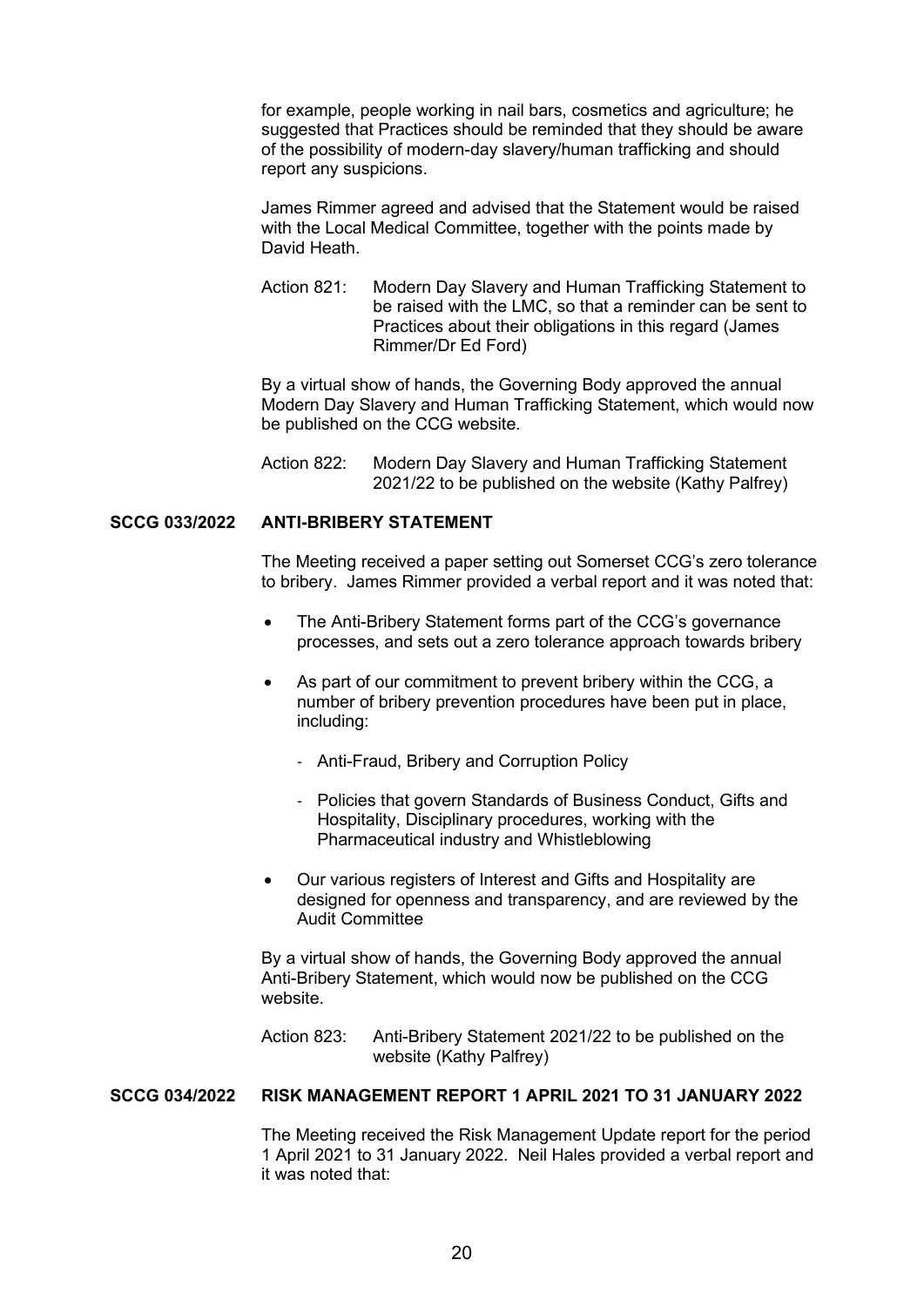for example, people working in nail bars, cosmetics and agriculture; he suggested that Practices should be reminded that they should be aware of the possibility of modern-day slavery/human trafficking and should report any suspicions.

James Rimmer agreed and advised that the Statement would be raised with the Local Medical Committee, together with the points made by David Heath.

Action 821: Modern Day Slavery and Human Trafficking Statement to be raised with the LMC, so that a reminder can be sent to Practices about their obligations in this regard (James Rimmer/Dr Ed Ford)

By a virtual show of hands, the Governing Body approved the annual Modern Day Slavery and Human Trafficking Statement, which would now be published on the CCG website.

Action 822: Modern Day Slavery and Human Trafficking Statement 2021/22 to be published on the website (Kathy Palfrey)

**SCCG 033/2022 ANTI-BRIBERY STATEMENT**

The Meeting received a paper setting out Somerset CCG's zero tolerance to bribery. James Rimmer provided a verbal report and it was noted that:

- The Anti-Bribery Statement forms part of the CCG's governance processes, and sets out a zero tolerance approach towards bribery

- As part of our commitment to prevent bribery within the CCG, a number of bribery prevention procedures have been put in place, including:

  - Anti-Fraud, Bribery and Corruption Policy

  - Policies that govern Standards of Business Conduct, Gifts and Hospitality, Disciplinary procedures, working with the Pharmaceutical industry and Whistleblowing

- Our various registers of Interest and Gifts and Hospitality are designed for openness and transparency, and are reviewed by the Audit Committee

By a virtual show of hands, the Governing Body approved the annual Anti-Bribery Statement, which would now be published on the CCG website.

Action 823: Anti-Bribery Statement 2021/22 to be published on the website (Kathy Palfrey)

**SCCG 034/2022 RISK MANAGEMENT REPORT 1 APRIL 2021 TO 31 JANUARY 2022**

The Meeting received the Risk Management Update report for the period 1 April 2021 to 31 January 2022. Neil Hales provided a verbal report and it was noted that: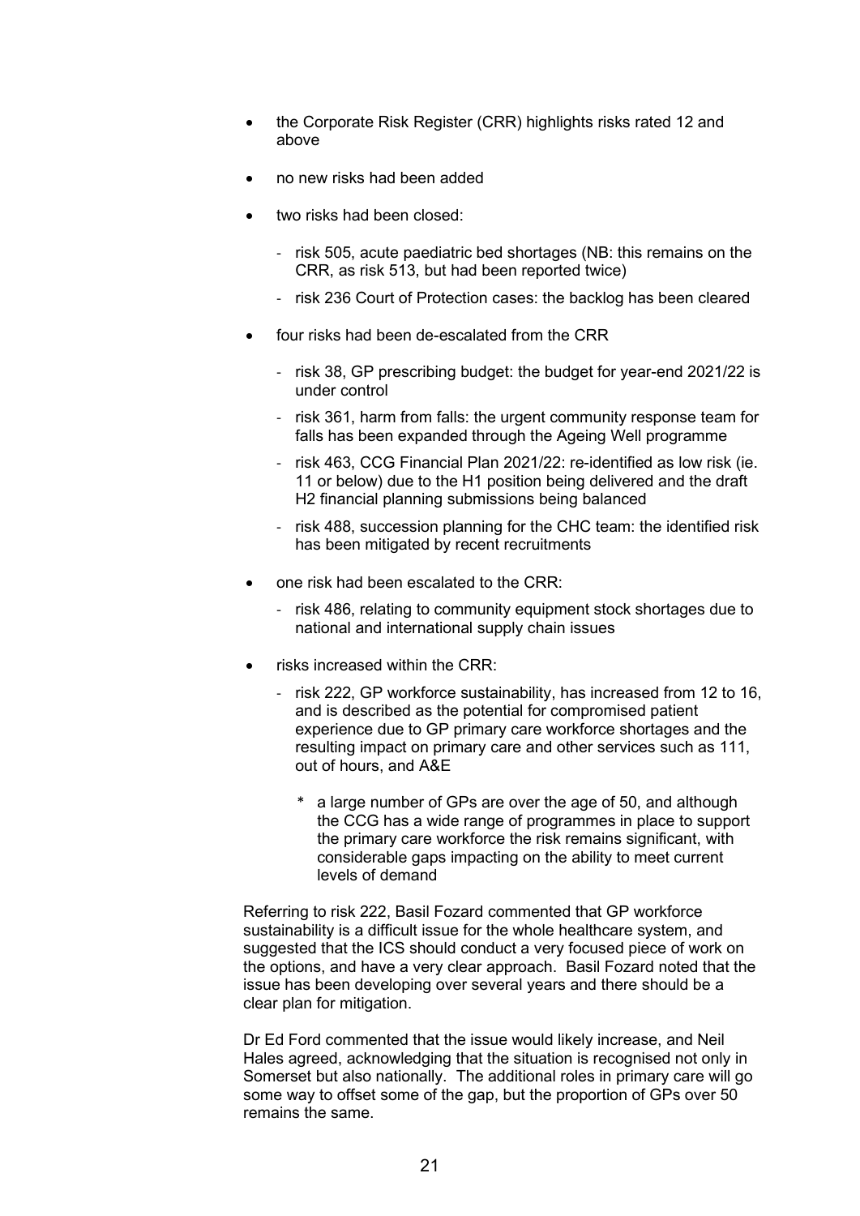- the Corporate Risk Register (CRR) highlights risks rated 12 and above

- no new risks had been added

- two risks had been closed:

  - risk 505, acute paediatric bed shortages (NB: this remains on the CRR, as risk 513, but had been reported twice)

  - risk 236 Court of Protection cases: the backlog has been cleared

- four risks had been de-escalated from the CRR

  - risk 38, GP prescribing budget: the budget for year-end 2021/22 is under control

  - risk 361, harm from falls: the urgent community response team for falls has been expanded through the Ageing Well programme

  - risk 463, CCG Financial Plan 2021/22: re-identified as low risk (ie. 11 or below) due to the H1 position being delivered and the draft H2 financial planning submissions being balanced

  - risk 488, succession planning for the CHC team: the identified risk has been mitigated by recent recruitments

- one risk had been escalated to the CRR:

  - risk 486, relating to community equipment stock shortages due to national and international supply chain issues

- risks increased within the CRR:

  - risk 222, GP workforce sustainability, has increased from 12 to 16, and is described as the potential for compromised patient experience due to GP primary care workforce shortages and the resulting impact on primary care and other services such as 111, out of hours, and A&E

    * a large number of GPs are over the age of 50, and although the CCG has a wide range of programmes in place to support the primary care workforce the risk remains significant, with considerable gaps impacting on the ability to meet current levels of demand

Referring to risk 222, Basil Fozard commented that GP workforce sustainability is a difficult issue for the whole healthcare system, and suggested that the ICS should conduct a very focused piece of work on the options, and have a very clear approach. Basil Fozard noted that the issue has been developing over several years and there should be a clear plan for mitigation.

Dr Ed Ford commented that the issue would likely increase, and Neil Hales agreed, acknowledging that the situation is recognised not only in Somerset but also nationally. The additional roles in primary care will go some way to offset some of the gap, but the proportion of GPs over 50 remains the same.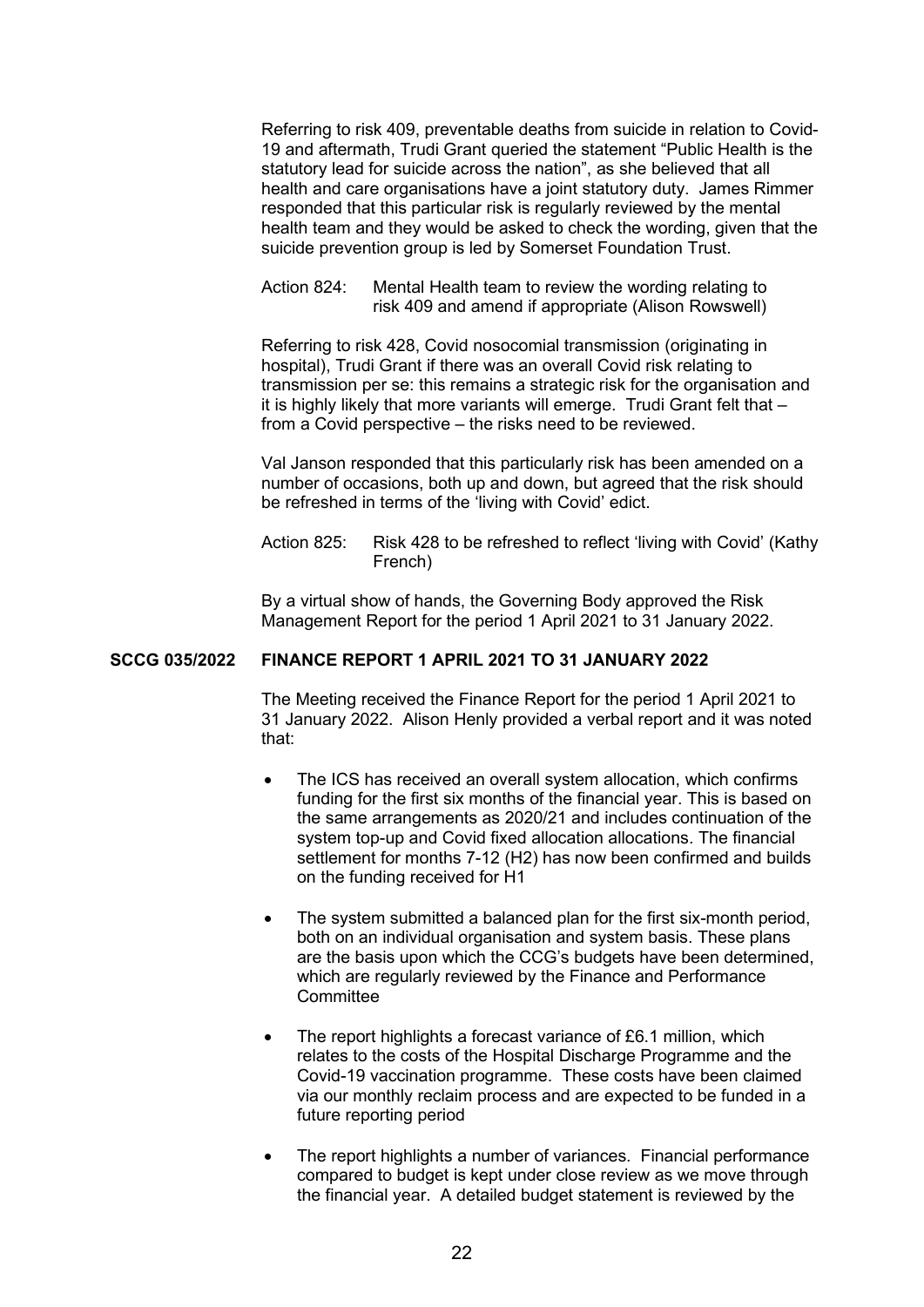Referring to risk 409, preventable deaths from suicide in relation to Covid-19 and aftermath, Trudi Grant queried the statement "Public Health is the statutory lead for suicide across the nation", as she believed that all health and care organisations have a joint statutory duty. James Rimmer responded that this particular risk is regularly reviewed by the mental health team and they would be asked to check the wording, given that the suicide prevention group is led by Somerset Foundation Trust.

Action 824: Mental Health team to review the wording relating to risk 409 and amend if appropriate (Alison Rowswell)

Referring to risk 428, Covid nosocomial transmission (originating in hospital), Trudi Grant if there was an overall Covid risk relating to transmission per se: this remains a strategic risk for the organisation and it is highly likely that more variants will emerge. Trudi Grant felt that – from a Covid perspective – the risks need to be reviewed.

Val Janson responded that this particularly risk has been amended on a number of occasions, both up and down, but agreed that the risk should be refreshed in terms of the 'living with Covid' edict.

Action 825: Risk 428 to be refreshed to reflect 'living with Covid' (Kathy French)

By a virtual show of hands, the Governing Body approved the Risk Management Report for the period 1 April 2021 to 31 January 2022.

**SCCG 035/2022 FINANCE REPORT 1 APRIL 2021 TO 31 JANUARY 2022**

The Meeting received the Finance Report for the period 1 April 2021 to 31 January 2022. Alison Henly provided a verbal report and it was noted that:

- The ICS has received an overall system allocation, which confirms funding for the first six months of the financial year. This is based on the same arrangements as 2020/21 and includes continuation of the system top-up and Covid fixed allocation allocations. The financial settlement for months 7-12 (H2) has now been confirmed and builds on the funding received for H1
- The system submitted a balanced plan for the first six-month period, both on an individual organisation and system basis. These plans are the basis upon which the CCG's budgets have been determined, which are regularly reviewed by the Finance and Performance Committee
- The report highlights a forecast variance of £6.1 million, which relates to the costs of the Hospital Discharge Programme and the Covid-19 vaccination programme. These costs have been claimed via our monthly reclaim process and are expected to be funded in a future reporting period
- The report highlights a number of variances. Financial performance compared to budget is kept under close review as we move through the financial year. A detailed budget statement is reviewed by the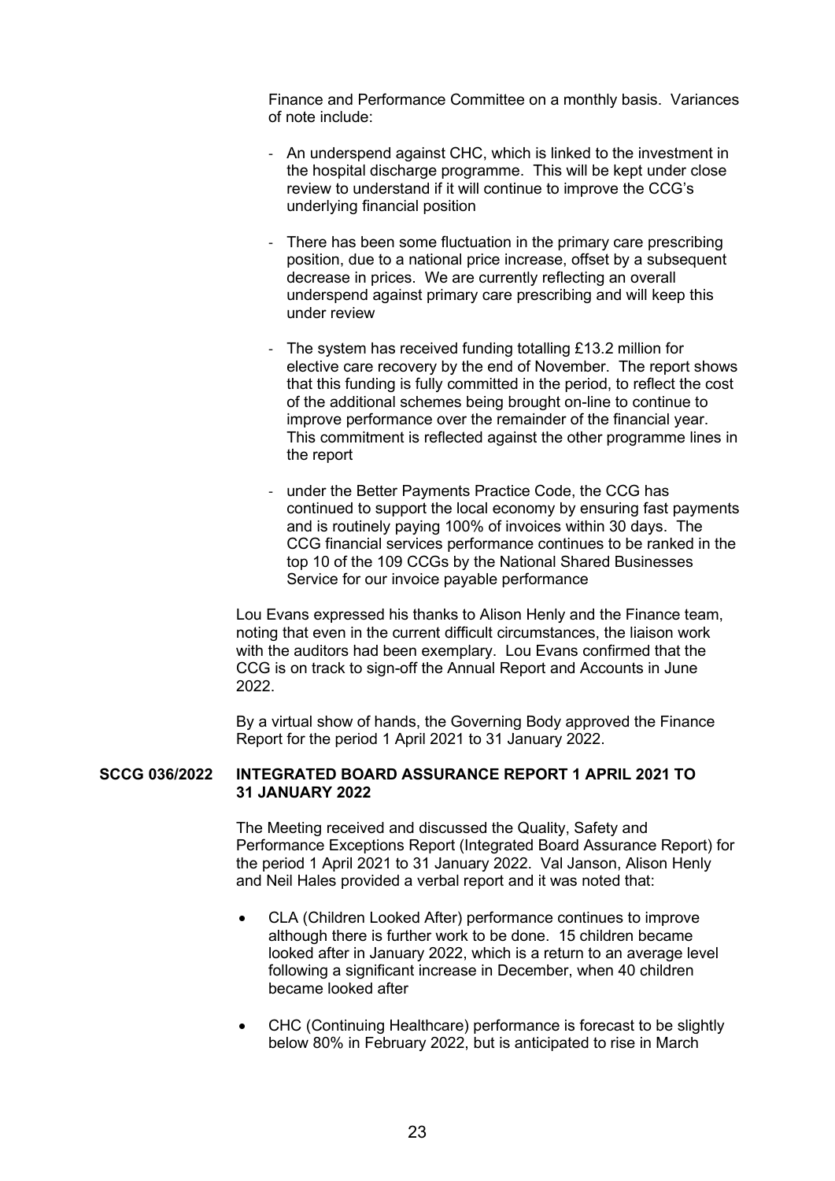Finance and Performance Committee on a monthly basis. Variances of note include:

- An underspend against CHC, which is linked to the investment in the hospital discharge programme. This will be kept under close review to understand if it will continue to improve the CCG's underlying financial position
- There has been some fluctuation in the primary care prescribing position, due to a national price increase, offset by a subsequent decrease in prices. We are currently reflecting an overall underspend against primary care prescribing and will keep this under review
- The system has received funding totalling £13.2 million for elective care recovery by the end of November. The report shows that this funding is fully committed in the period, to reflect the cost of the additional schemes being brought on-line to continue to improve performance over the remainder of the financial year. This commitment is reflected against the other programme lines in the report
- under the Better Payments Practice Code, the CCG has continued to support the local economy by ensuring fast payments and is routinely paying 100% of invoices within 30 days. The CCG financial services performance continues to be ranked in the top 10 of the 109 CCGs by the National Shared Businesses Service for our invoice payable performance

Lou Evans expressed his thanks to Alison Henly and the Finance team, noting that even in the current difficult circumstances, the liaison work with the auditors had been exemplary. Lou Evans confirmed that the CCG is on track to sign-off the Annual Report and Accounts in June 2022.

By a virtual show of hands, the Governing Body approved the Finance Report for the period 1 April 2021 to 31 January 2022.

**SCCG 036/2022 INTEGRATED BOARD ASSURANCE REPORT 1 APRIL 2021 TO 31 JANUARY 2022**

The Meeting received and discussed the Quality, Safety and Performance Exceptions Report (Integrated Board Assurance Report) for the period 1 April 2021 to 31 January 2022. Val Janson, Alison Henly and Neil Hales provided a verbal report and it was noted that:

- CLA (Children Looked After) performance continues to improve although there is further work to be done. 15 children became looked after in January 2022, which is a return to an average level following a significant increase in December, when 40 children became looked after
- CHC (Continuing Healthcare) performance is forecast to be slightly below 80% in February 2022, but is anticipated to rise in March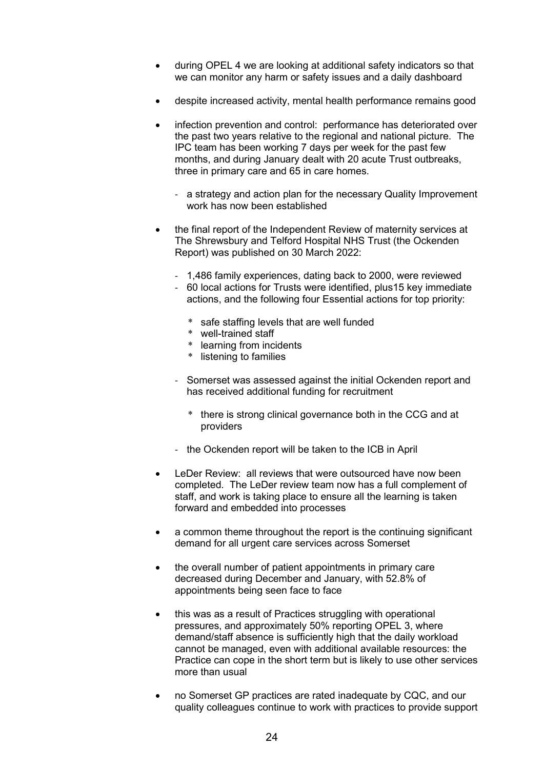- during OPEL 4 we are looking at additional safety indicators so that we can monitor any harm or safety issues and a daily dashboard

- despite increased activity, mental health performance remains good

- infection prevention and control: performance has deteriorated over the past two years relative to the regional and national picture. The IPC team has been working 7 days per week for the past few months, and during January dealt with 20 acute Trust outbreaks, three in primary care and 65 in care homes.

  - a strategy and action plan for the necessary Quality Improvement work has now been established

- the final report of the Independent Review of maternity services at The Shrewsbury and Telford Hospital NHS Trust (the Ockenden Report) was published on 30 March 2022:

  - 1,486 family experiences, dating back to 2000, were reviewed
  - 60 local actions for Trusts were identified, plus15 key immediate actions, and the following four Essential actions for top priority:

    * safe staffing levels that are well funded
    * well-trained staff
    * learning from incidents
    * listening to families

  - Somerset was assessed against the initial Ockenden report and has received additional funding for recruitment

    * there is strong clinical governance both in the CCG and at providers

  - the Ockenden report will be taken to the ICB in April

- LeDer Review: all reviews that were outsourced have now been completed. The LeDer review team now has a full complement of staff, and work is taking place to ensure all the learning is taken forward and embedded into processes

- a common theme throughout the report is the continuing significant demand for all urgent care services across Somerset

- the overall number of patient appointments in primary care decreased during December and January, with 52.8% of appointments being seen face to face

- this was as a result of Practices struggling with operational pressures, and approximately 50% reporting OPEL 3, where demand/staff absence is sufficiently high that the daily workload cannot be managed, even with additional available resources: the Practice can cope in the short term but is likely to use other services more than usual

- no Somerset GP practices are rated inadequate by CQC, and our quality colleagues continue to work with practices to provide support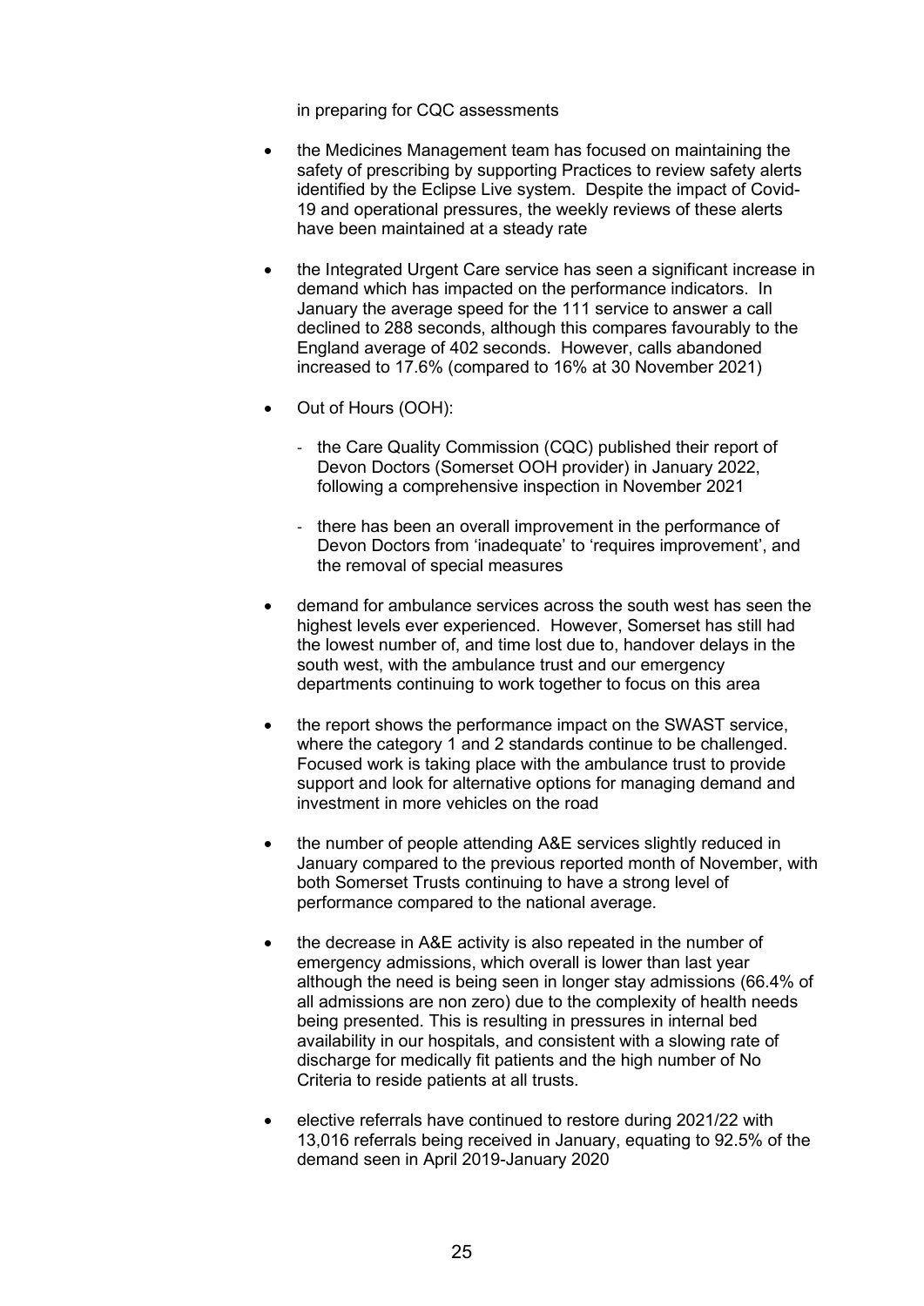in preparing for CQC assessments

- the Medicines Management team has focused on maintaining the safety of prescribing by supporting Practices to review safety alerts identified by the Eclipse Live system. Despite the impact of Covid-19 and operational pressures, the weekly reviews of these alerts have been maintained at a steady rate

- the Integrated Urgent Care service has seen a significant increase in demand which has impacted on the performance indicators. In January the average speed for the 111 service to answer a call declined to 288 seconds, although this compares favourably to the England average of 402 seconds. However, calls abandoned increased to 17.6% (compared to 16% at 30 November 2021)

- Out of Hours (OOH):

  - the Care Quality Commission (CQC) published their report of Devon Doctors (Somerset OOH provider) in January 2022, following a comprehensive inspection in November 2021

  - there has been an overall improvement in the performance of Devon Doctors from 'inadequate' to 'requires improvement', and the removal of special measures

- demand for ambulance services across the south west has seen the highest levels ever experienced. However, Somerset has still had the lowest number of, and time lost due to, handover delays in the south west, with the ambulance trust and our emergency departments continuing to work together to focus on this area

- the report shows the performance impact on the SWAST service, where the category 1 and 2 standards continue to be challenged. Focused work is taking place with the ambulance trust to provide support and look for alternative options for managing demand and investment in more vehicles on the road

- the number of people attending A&E services slightly reduced in January compared to the previous reported month of November, with both Somerset Trusts continuing to have a strong level of performance compared to the national average.

- the decrease in A&E activity is also repeated in the number of emergency admissions, which overall is lower than last year although the need is being seen in longer stay admissions (66.4% of all admissions are non zero) due to the complexity of health needs being presented. This is resulting in pressures in internal bed availability in our hospitals, and consistent with a slowing rate of discharge for medically fit patients and the high number of No Criteria to reside patients at all trusts.

- elective referrals have continued to restore during 2021/22 with 13,016 referrals being received in January, equating to 92.5% of the demand seen in April 2019-January 2020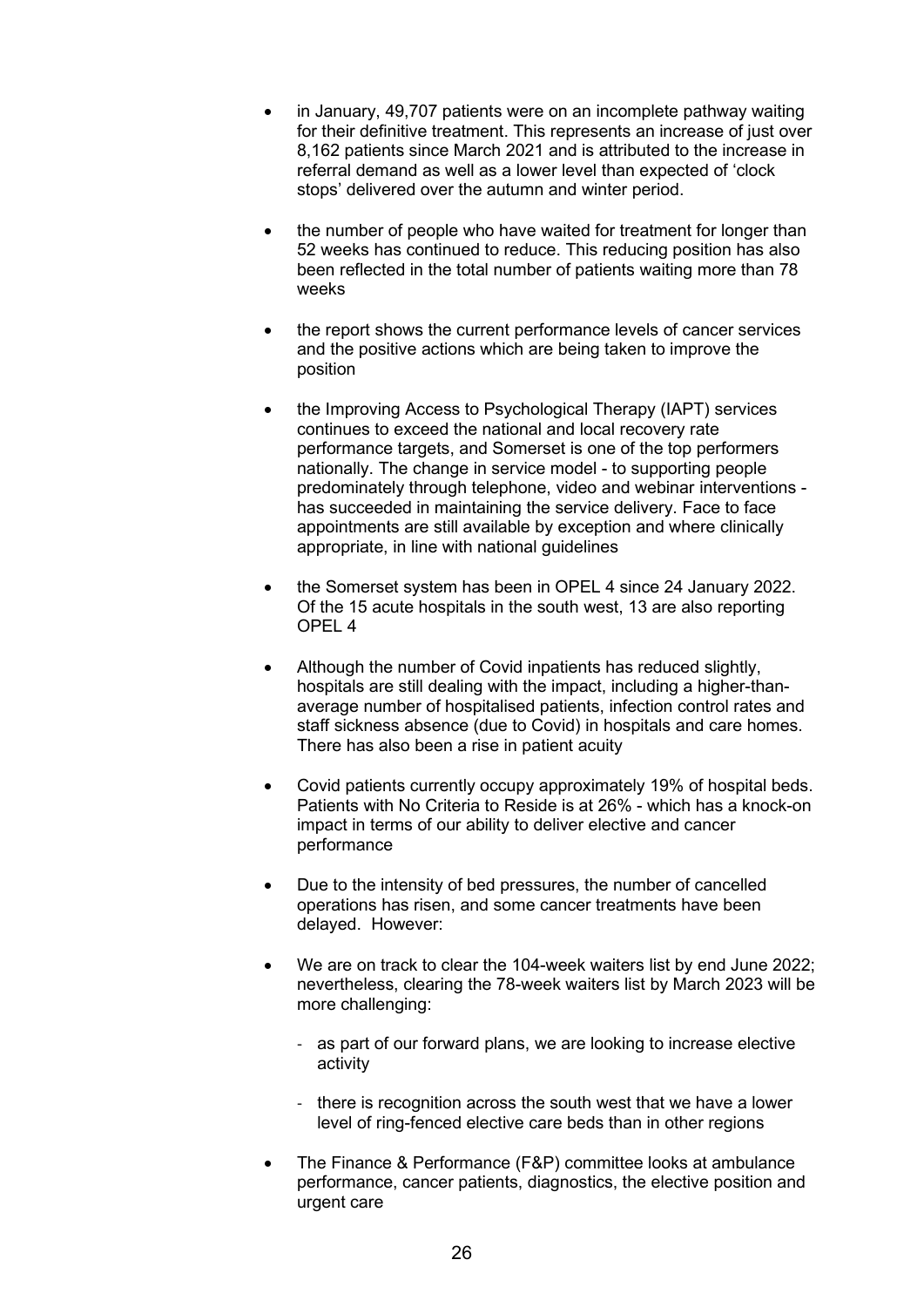- in January, 49,707 patients were on an incomplete pathway waiting for their definitive treatment. This represents an increase of just over 8,162 patients since March 2021 and is attributed to the increase in referral demand as well as a lower level than expected of 'clock stops' delivered over the autumn and winter period.

- the number of people who have waited for treatment for longer than 52 weeks has continued to reduce. This reducing position has also been reflected in the total number of patients waiting more than 78 weeks

- the report shows the current performance levels of cancer services and the positive actions which are being taken to improve the position

- the Improving Access to Psychological Therapy (IAPT) services continues to exceed the national and local recovery rate performance targets, and Somerset is one of the top performers nationally. The change in service model - to supporting people predominately through telephone, video and webinar interventions - has succeeded in maintaining the service delivery. Face to face appointments are still available by exception and where clinically appropriate, in line with national guidelines

- the Somerset system has been in OPEL 4 since 24 January 2022. Of the 15 acute hospitals in the south west, 13 are also reporting OPEL 4

- Although the number of Covid inpatients has reduced slightly, hospitals are still dealing with the impact, including a higher-than-average number of hospitalised patients, infection control rates and staff sickness absence (due to Covid) in hospitals and care homes. There has also been a rise in patient acuity

- Covid patients currently occupy approximately 19% of hospital beds. Patients with No Criteria to Reside is at 26% - which has a knock-on impact in terms of our ability to deliver elective and cancer performance

- Due to the intensity of bed pressures, the number of cancelled operations has risen, and some cancer treatments have been delayed. However:

- We are on track to clear the 104-week waiters list by end June 2022; nevertheless, clearing the 78-week waiters list by March 2023 will be more challenging:

  - as part of our forward plans, we are looking to increase elective activity

  - there is recognition across the south west that we have a lower level of ring-fenced elective care beds than in other regions

- The Finance & Performance (F&P) committee looks at ambulance performance, cancer patients, diagnostics, the elective position and urgent care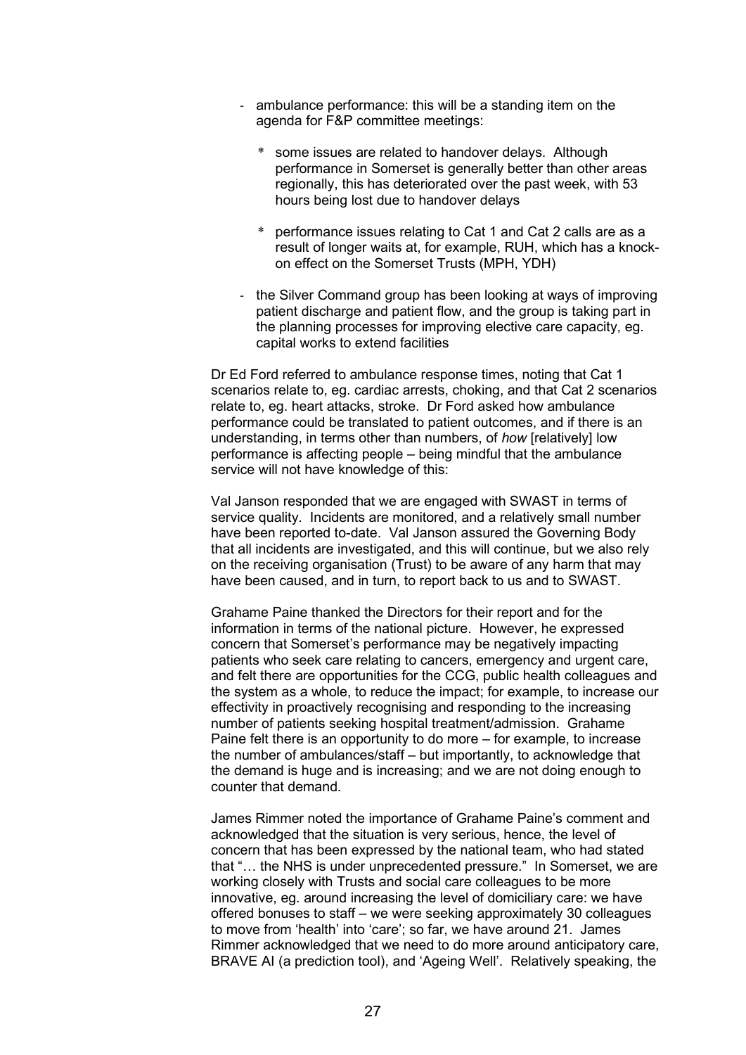- ambulance performance: this will be a standing item on the agenda for F&P committee meetings:

  * some issues are related to handover delays. Although performance in Somerset is generally better than other areas regionally, this has deteriorated over the past week, with 53 hours being lost due to handover delays

  * performance issues relating to Cat 1 and Cat 2 calls are as a result of longer waits at, for example, RUH, which has a knock-on effect on the Somerset Trusts (MPH, YDH)

- the Silver Command group has been looking at ways of improving patient discharge and patient flow, and the group is taking part in the planning processes for improving elective care capacity, eg. capital works to extend facilities

Dr Ed Ford referred to ambulance response times, noting that Cat 1 scenarios relate to, eg. cardiac arrests, choking, and that Cat 2 scenarios relate to, eg. heart attacks, stroke. Dr Ford asked how ambulance performance could be translated to patient outcomes, and if there is an understanding, in terms other than numbers, of *how* [relatively] low performance is affecting people – being mindful that the ambulance service will not have knowledge of this:

Val Janson responded that we are engaged with SWAST in terms of service quality. Incidents are monitored, and a relatively small number have been reported to-date. Val Janson assured the Governing Body that all incidents are investigated, and this will continue, but we also rely on the receiving organisation (Trust) to be aware of any harm that may have been caused, and in turn, to report back to us and to SWAST.

Grahame Paine thanked the Directors for their report and for the information in terms of the national picture. However, he expressed concern that Somerset's performance may be negatively impacting patients who seek care relating to cancers, emergency and urgent care, and felt there are opportunities for the CCG, public health colleagues and the system as a whole, to reduce the impact; for example, to increase our effectivity in proactively recognising and responding to the increasing number of patients seeking hospital treatment/admission. Grahame Paine felt there is an opportunity to do more – for example, to increase the number of ambulances/staff – but importantly, to acknowledge that the demand is huge and is increasing; and we are not doing enough to counter that demand.

James Rimmer noted the importance of Grahame Paine's comment and acknowledged that the situation is very serious, hence, the level of concern that has been expressed by the national team, who had stated that "… the NHS is under unprecedented pressure." In Somerset, we are working closely with Trusts and social care colleagues to be more innovative, eg. around increasing the level of domiciliary care: we have offered bonuses to staff – we were seeking approximately 30 colleagues to move from 'health' into 'care'; so far, we have around 21. James Rimmer acknowledged that we need to do more around anticipatory care, BRAVE AI (a prediction tool), and 'Ageing Well'. Relatively speaking, the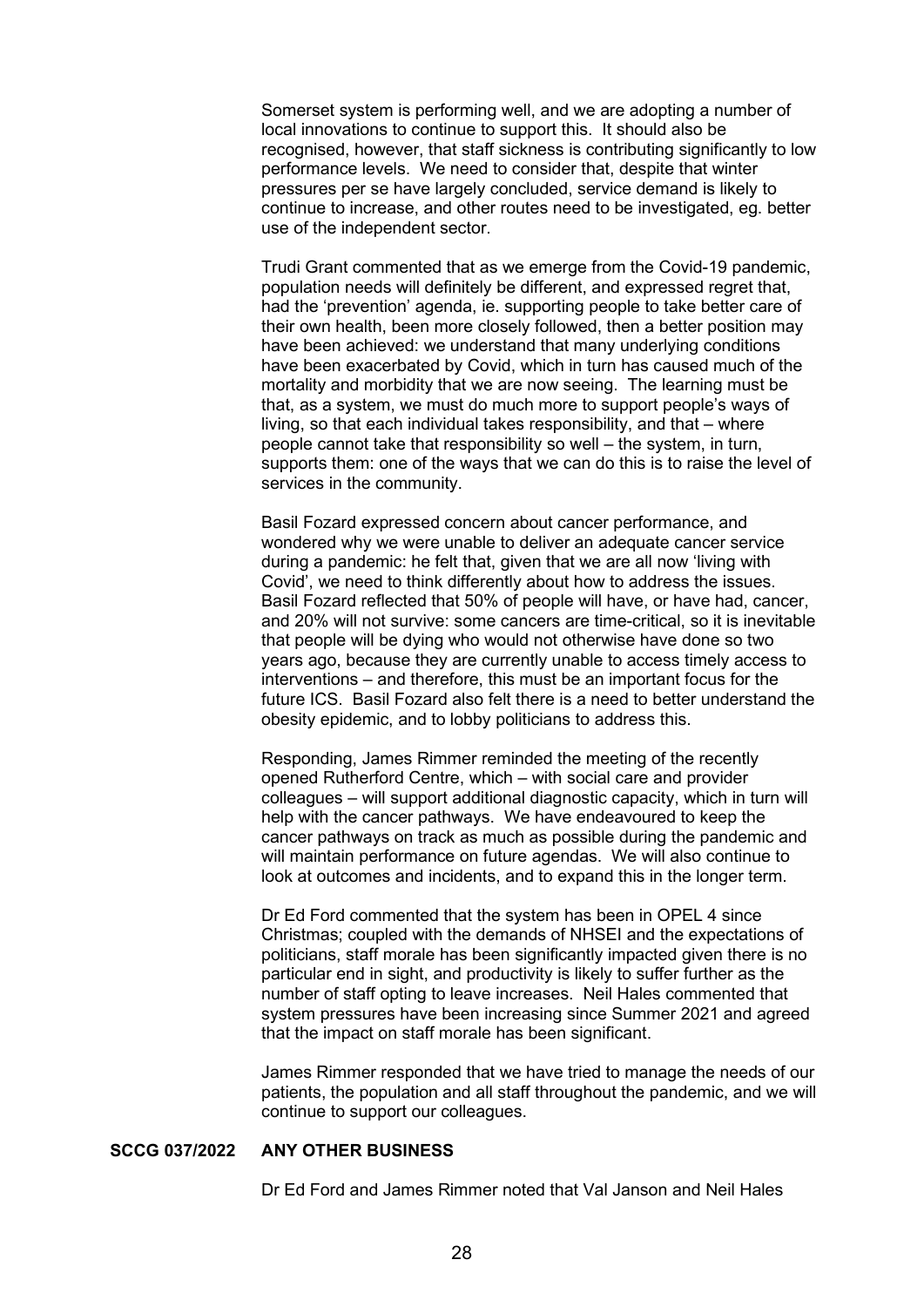Somerset system is performing well, and we are adopting a number of local innovations to continue to support this. It should also be recognised, however, that staff sickness is contributing significantly to low performance levels. We need to consider that, despite that winter pressures per se have largely concluded, service demand is likely to continue to increase, and other routes need to be investigated, eg. better use of the independent sector.

Trudi Grant commented that as we emerge from the Covid-19 pandemic, population needs will definitely be different, and expressed regret that, had the 'prevention' agenda, ie. supporting people to take better care of their own health, been more closely followed, then a better position may have been achieved: we understand that many underlying conditions have been exacerbated by Covid, which in turn has caused much of the mortality and morbidity that we are now seeing. The learning must be that, as a system, we must do much more to support people's ways of living, so that each individual takes responsibility, and that – where people cannot take that responsibility so well – the system, in turn, supports them: one of the ways that we can do this is to raise the level of services in the community.

Basil Fozard expressed concern about cancer performance, and wondered why we were unable to deliver an adequate cancer service during a pandemic: he felt that, given that we are all now 'living with Covid', we need to think differently about how to address the issues. Basil Fozard reflected that 50% of people will have, or have had, cancer, and 20% will not survive: some cancers are time-critical, so it is inevitable that people will be dying who would not otherwise have done so two years ago, because they are currently unable to access timely access to interventions – and therefore, this must be an important focus for the future ICS. Basil Fozard also felt there is a need to better understand the obesity epidemic, and to lobby politicians to address this.

Responding, James Rimmer reminded the meeting of the recently opened Rutherford Centre, which – with social care and provider colleagues – will support additional diagnostic capacity, which in turn will help with the cancer pathways. We have endeavoured to keep the cancer pathways on track as much as possible during the pandemic and will maintain performance on future agendas. We will also continue to look at outcomes and incidents, and to expand this in the longer term.

Dr Ed Ford commented that the system has been in OPEL 4 since Christmas; coupled with the demands of NHSEI and the expectations of politicians, staff morale has been significantly impacted given there is no particular end in sight, and productivity is likely to suffer further as the number of staff opting to leave increases. Neil Hales commented that system pressures have been increasing since Summer 2021 and agreed that the impact on staff morale has been significant.

James Rimmer responded that we have tried to manage the needs of our patients, the population and all staff throughout the pandemic, and we will continue to support our colleagues.

**SCCG 037/2022 ANY OTHER BUSINESS**

Dr Ed Ford and James Rimmer noted that Val Janson and Neil Hales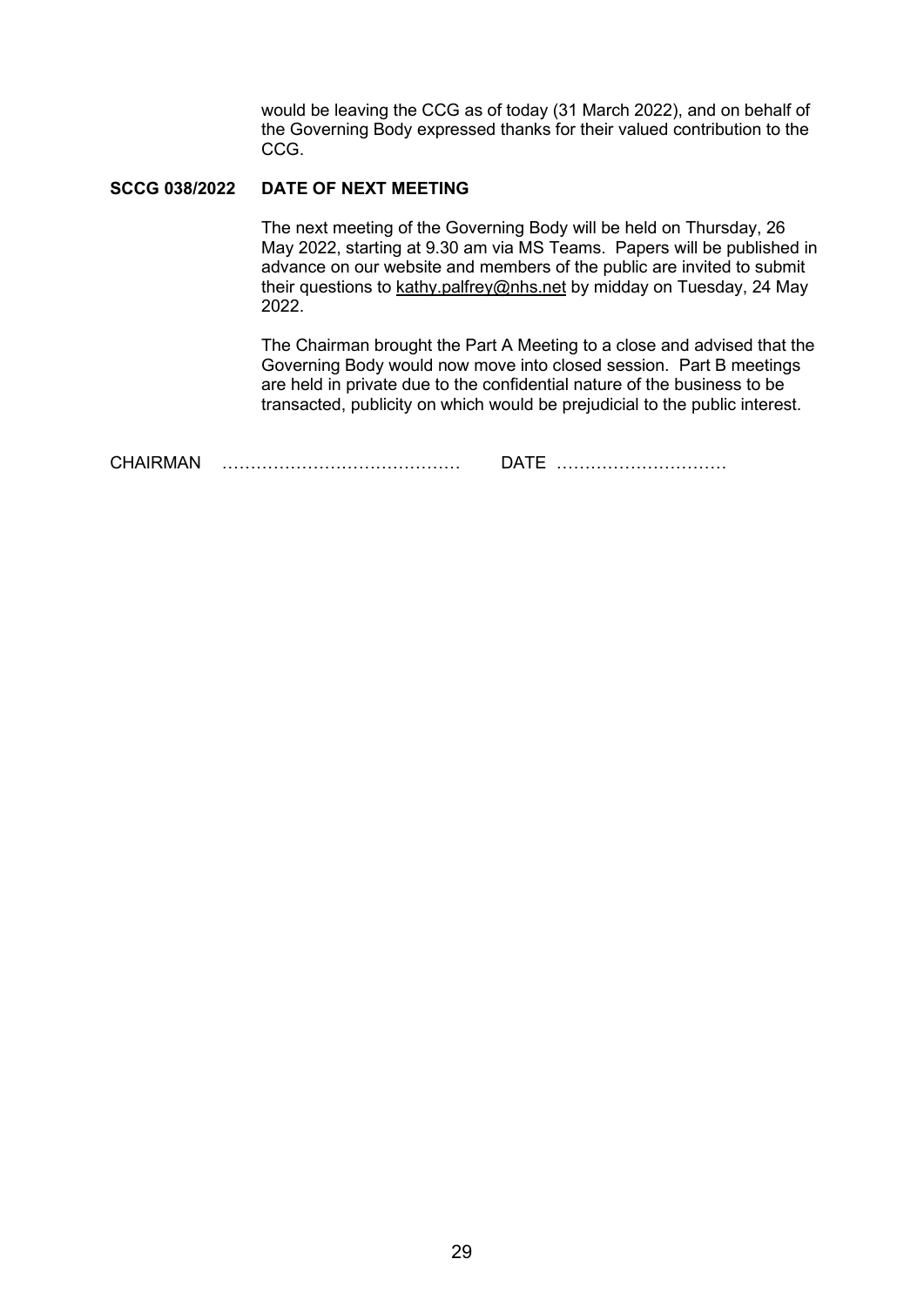would be leaving the CCG as of today (31 March 2022), and on behalf of the Governing Body expressed thanks for their valued contribution to the CCG.

**SCCG 038/2022 DATE OF NEXT MEETING**

The next meeting of the Governing Body will be held on Thursday, 26 May 2022, starting at 9.30 am via MS Teams. Papers will be published in advance on our website and members of the public are invited to submit their questions to kathy.palfrey@nhs.net by midday on Tuesday, 24 May 2022.

The Chairman brought the Part A Meeting to a close and advised that the Governing Body would now move into closed session. Part B meetings are held in private due to the confidential nature of the business to be transacted, publicity on which would be prejudicial to the public interest.

CHAIRMAN …………………………………… DATE …………………………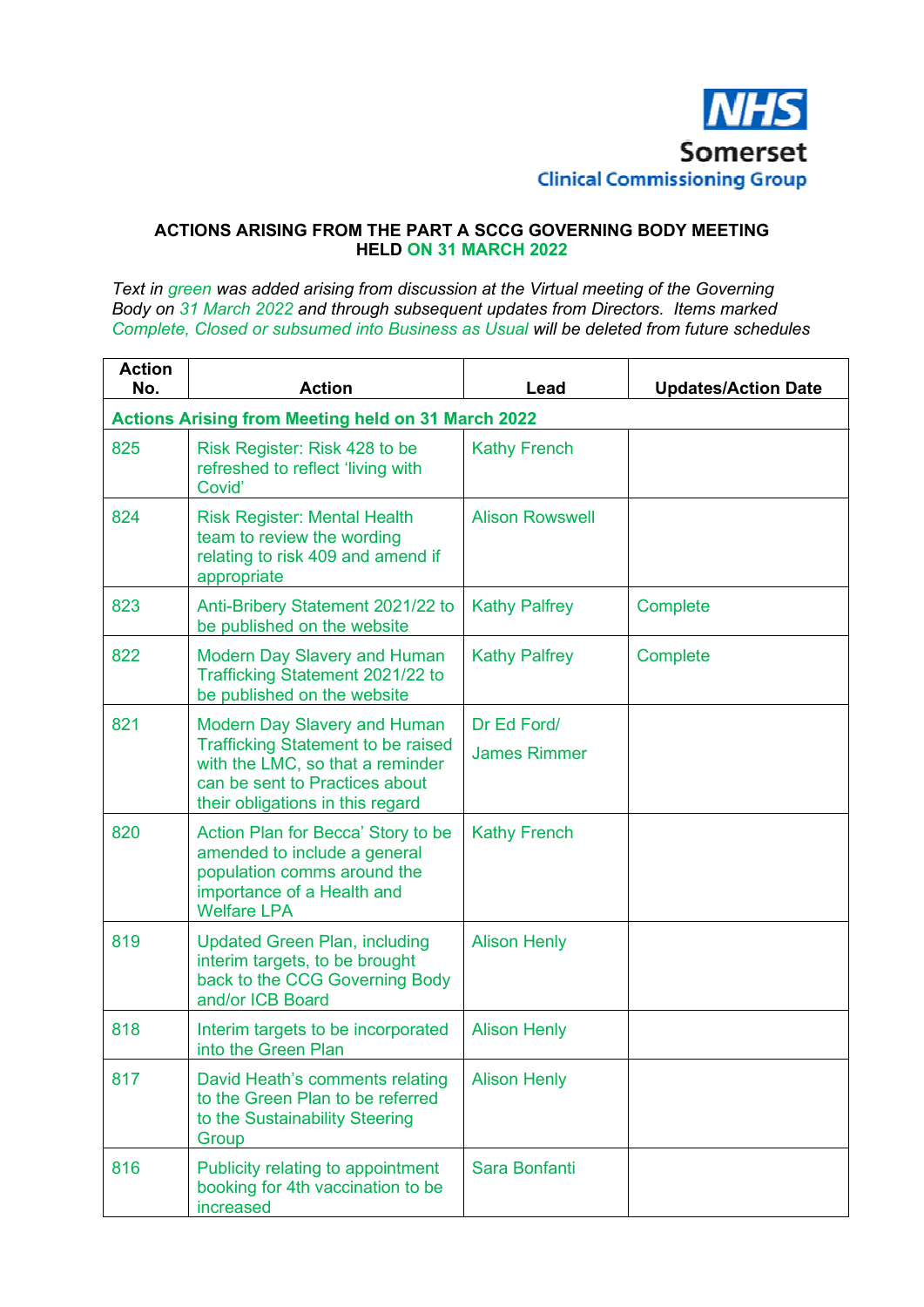NHS Somerset Clinical Commissioning Group

**ACTIONS ARISING FROM THE PART A SCCG GOVERNING BODY MEETING HELD ON 31 MARCH 2022**

*Text in green was added arising from discussion at the Virtual meeting of the Governing Body on 31 March 2022 and through subsequent updates from Directors. Items marked Complete, Closed or subsumed into Business as Usual will be deleted from future schedules*

| Action No. | Action | Lead | Updates/Action Date |
|---|---|---|---|
| **Actions Arising from Meeting held on 31 March 2022** | | | |
| 825 | Risk Register: Risk 428 to be refreshed to reflect 'living with Covid' | Kathy French | |
| 824 | Risk Register: Mental Health team to review the wording relating to risk 409 and amend if appropriate | Alison Rowswell | |
| 823 | Anti-Bribery Statement 2021/22 to be published on the website | Kathy Palfrey | Complete |
| 822 | Modern Day Slavery and Human Trafficking Statement 2021/22 to be published on the website | Kathy Palfrey | Complete |
| 821 | Modern Day Slavery and Human Trafficking Statement to be raised with the LMC, so that a reminder can be sent to Practices about their obligations in this regard | Dr Ed Ford/ James Rimmer | |
| 820 | Action Plan for Becca' Story to be amended to include a general population comms around the importance of a Health and Welfare LPA | Kathy French | |
| 819 | Updated Green Plan, including interim targets, to be brought back to the CCG Governing Body and/or ICB Board | Alison Henly | |
| 818 | Interim targets to be incorporated into the Green Plan | Alison Henly | |
| 817 | David Heath's comments relating to the Green Plan to be referred to the Sustainability Steering Group | Alison Henly | |
| 816 | Publicity relating to appointment booking for 4th vaccination to be increased | Sara Bonfanti | |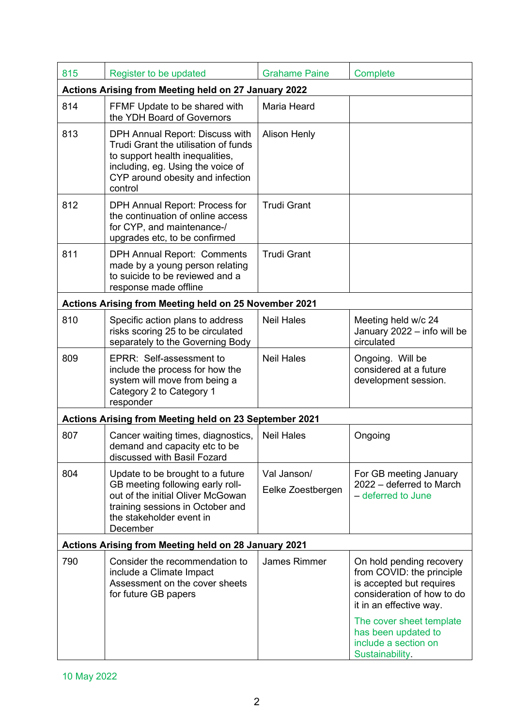| | | | |
|---|---|---|---|
| 815 | Register to be updated | Grahame Paine | Complete |
| **Actions Arising from Meeting held on 27 January 2022** | | | |
| 814 | FFMF Update to be shared with the YDH Board of Governors | Maria Heard | |
| 813 | DPH Annual Report: Discuss with Trudi Grant the utilisation of funds to support health inequalities, including, eg. Using the voice of CYP around obesity and infection control | Alison Henly | |
| 812 | DPH Annual Report: Process for the continuation of online access for CYP, and maintenance-/ upgrades etc, to be confirmed | Trudi Grant | |
| 811 | DPH Annual Report: Comments made by a young person relating to suicide to be reviewed and a response made offline | Trudi Grant | |
| **Actions Arising from Meeting held on 25 November 2021** | | | |
| 810 | Specific action plans to address risks scoring 25 to be circulated separately to the Governing Body | Neil Hales | Meeting held w/c 24 January 2022 – info will be circulated |
| 809 | EPRR: Self-assessment to include the process for how the system will move from being a Category 2 to Category 1 responder | Neil Hales | Ongoing. Will be considered at a future development session. |
| **Actions Arising from Meeting held on 23 September 2021** | | | |
| 807 | Cancer waiting times, diagnostics, demand and capacity etc to be discussed with Basil Fozard | Neil Hales | Ongoing |
| 804 | Update to be brought to a future GB meeting following early roll-out of the initial Oliver McGowan training sessions in October and the stakeholder event in December | Val Janson/ Eelke Zoestbergen | For GB meeting January 2022 – deferred to March – deferred to June |
| **Actions Arising from Meeting held on 28 January 2021** | | | |
| 790 | Consider the recommendation to include a Climate Impact Assessment on the cover sheets for future GB papers | James Rimmer | On hold pending recovery from COVID: the principle is accepted but requires consideration of how to do it in an effective way. The cover sheet template has been updated to include a section on Sustainability. |

10 May 2022